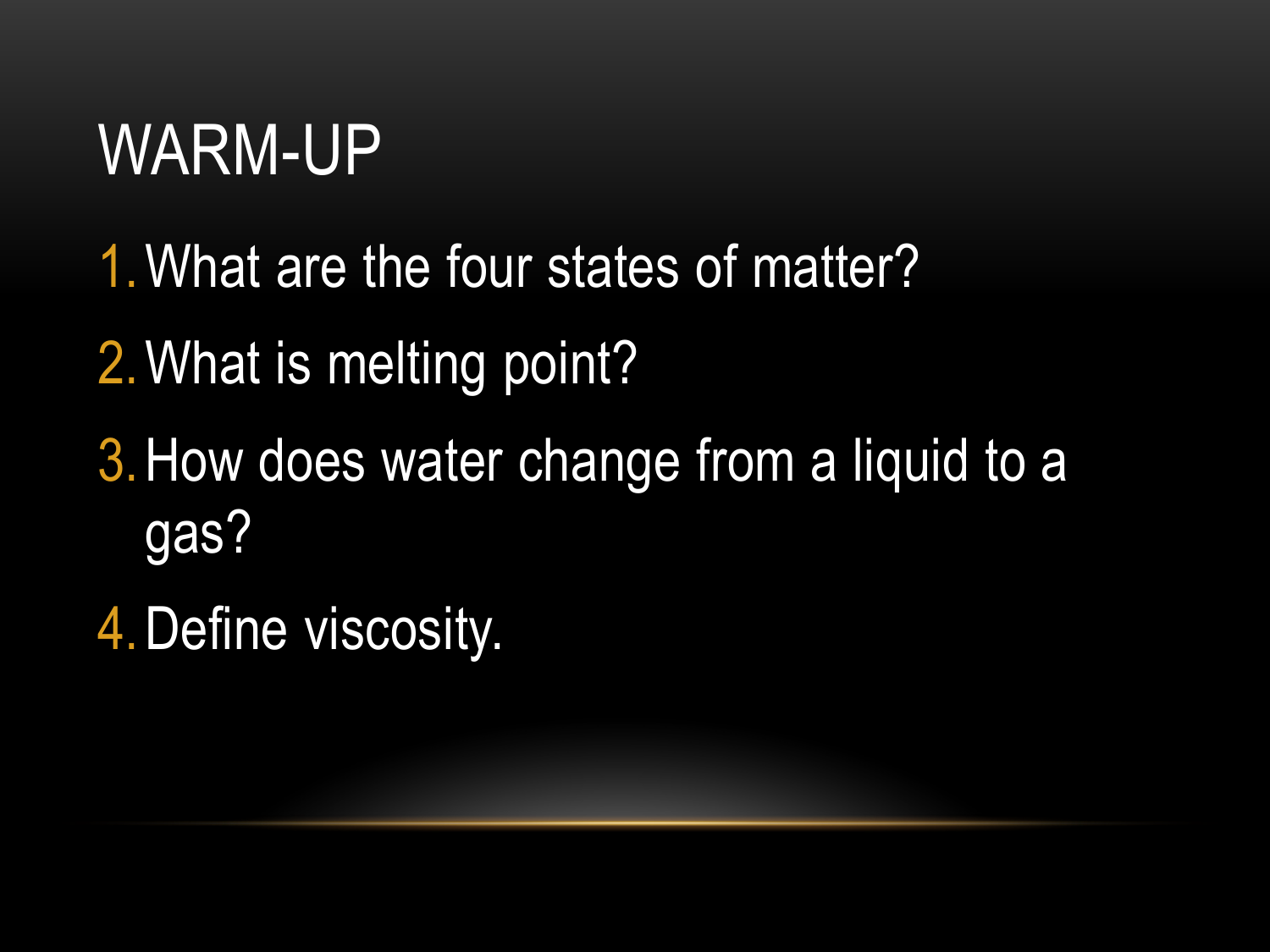# WARM-UP

1. What are the four states of matter?
2. What is melting point?
3. How does water change from a liquid to a gas?
4. Define viscosity.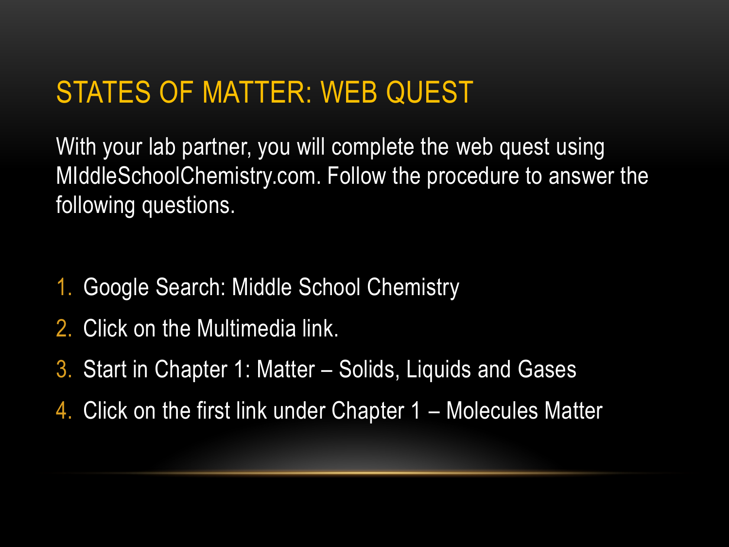# STATES OF MATTER: WEB QUEST

With your lab partner, you will complete the web quest using MIddleSchoolChemistry.com. Follow the procedure to answer the following questions.

1. Google Search: Middle School Chemistry
2. Click on the Multimedia link.
3. Start in Chapter 1: Matter – Solids, Liquids and Gases
4. Click on the first link under Chapter 1 – Molecules Matter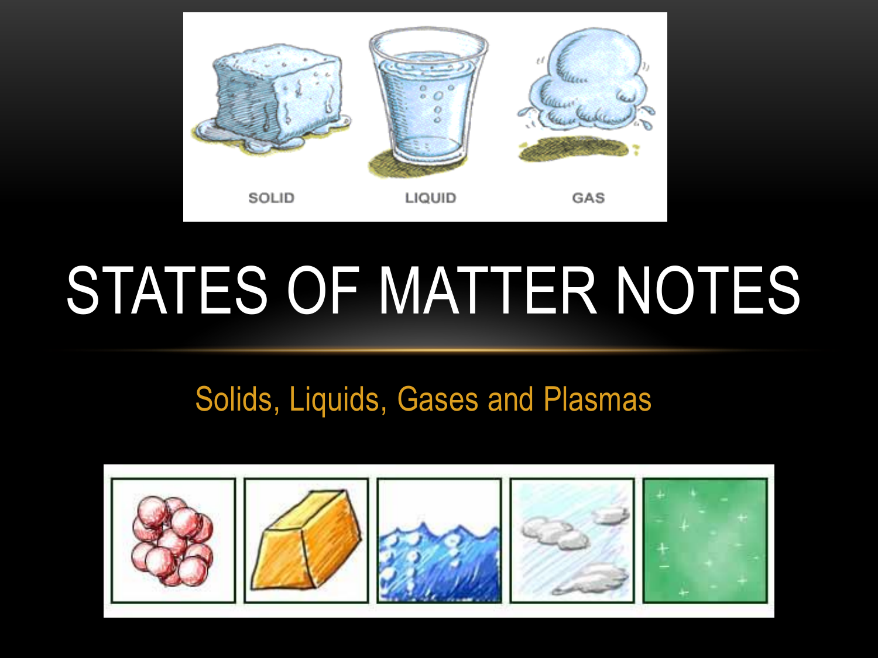# STATES OF MATTER NOTES

Solids, Liquids, Gases and Plasmas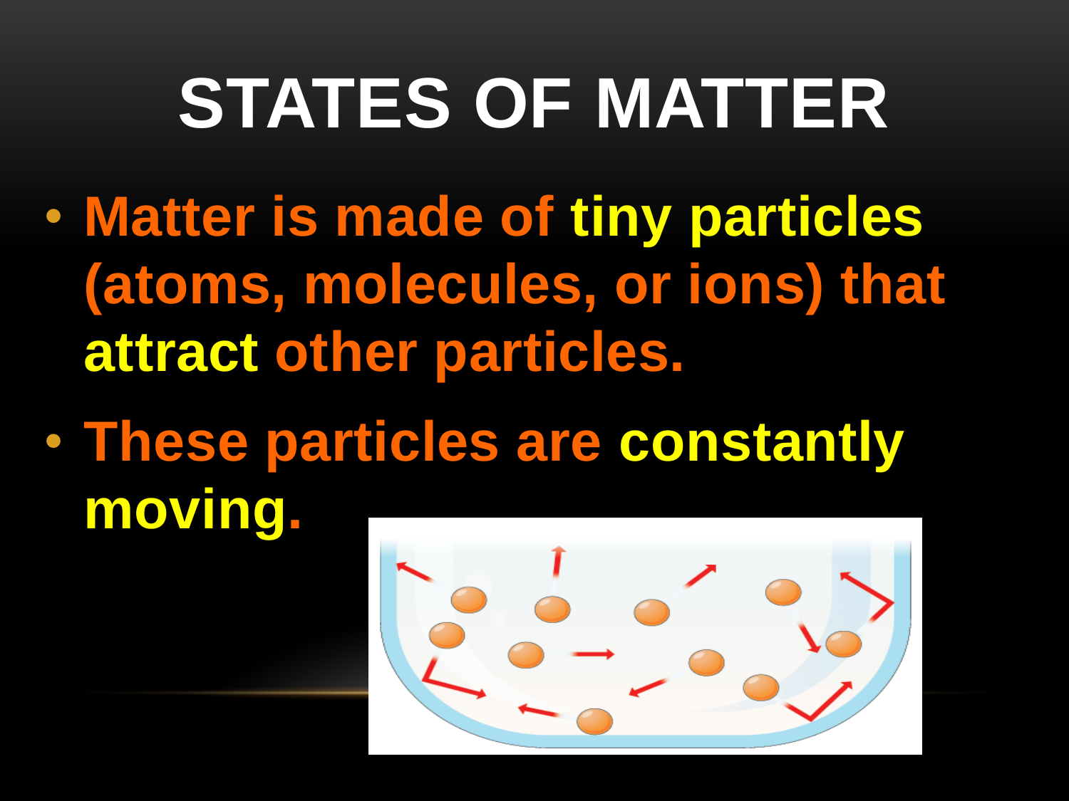# STATES OF MATTER

- Matter is made of **tiny particles** (atoms, molecules, or ions) that **attract** other particles.
- These particles are **constantly moving.**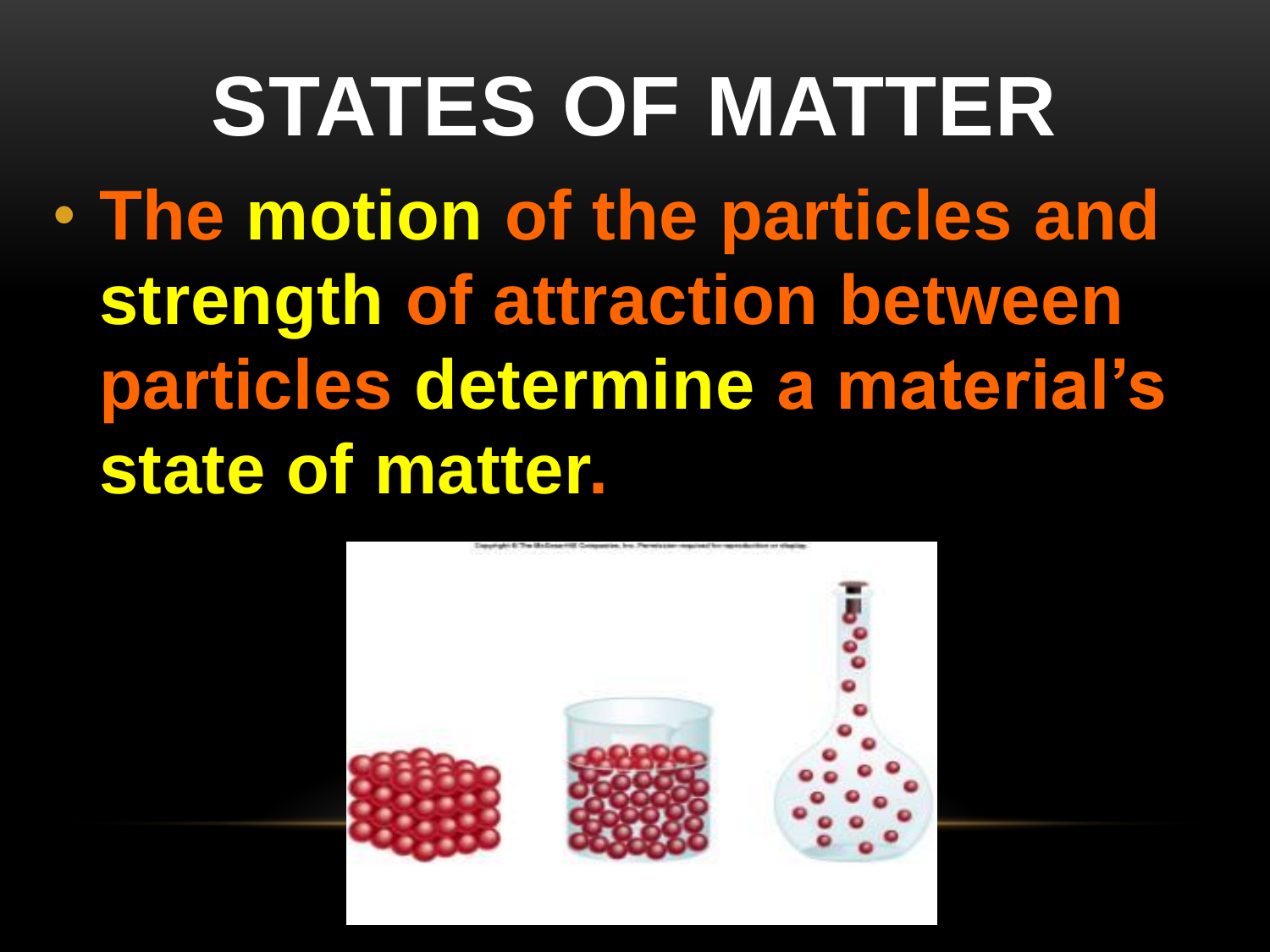# STATES OF MATTER

- The **motion** of the particles and **strength** of attraction between particles **determine** a material's **state of matter**.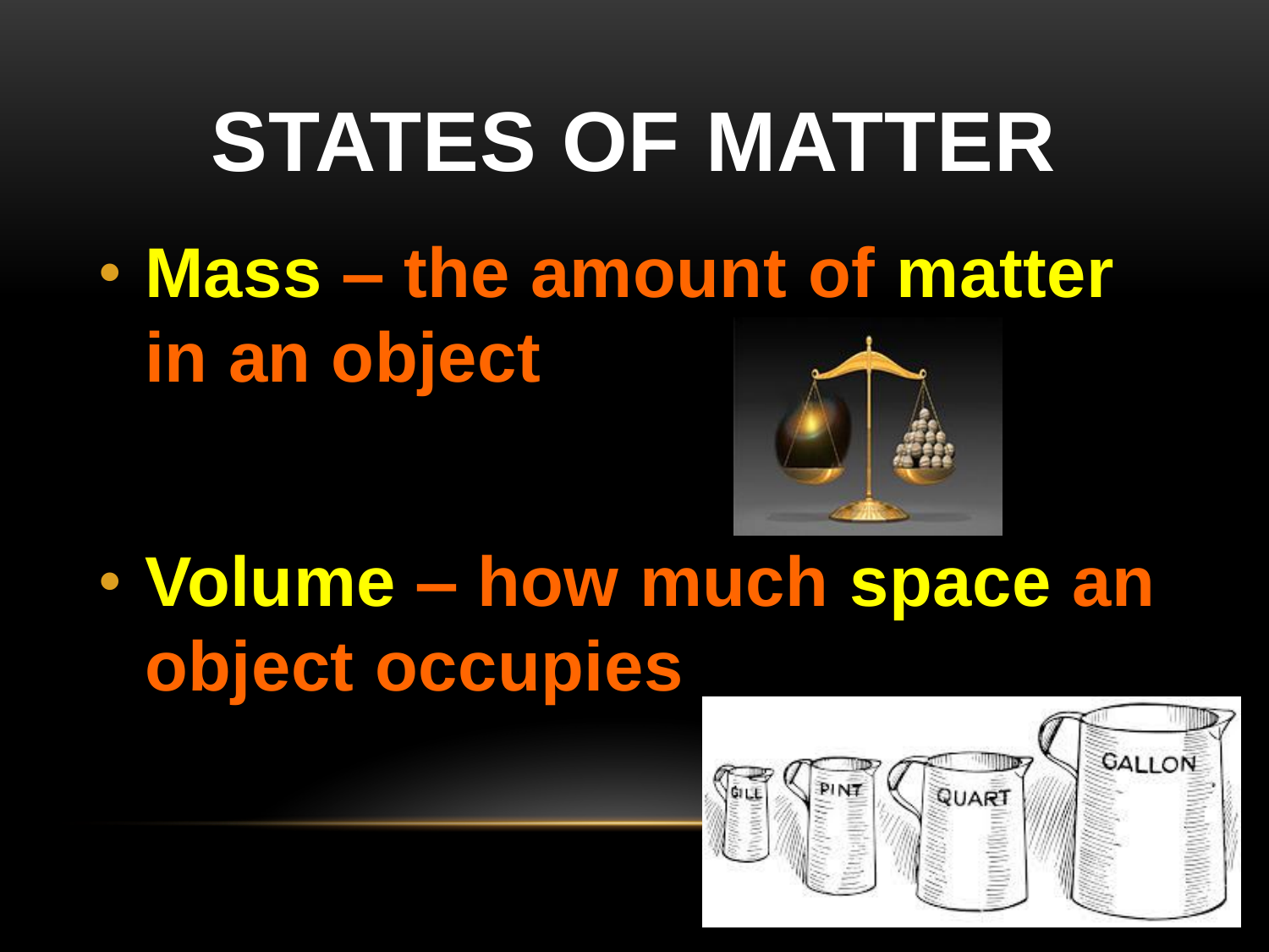# STATES OF MATTER

- **Mass – the amount of matter in an object**
- **Volume – how much space an object occupies**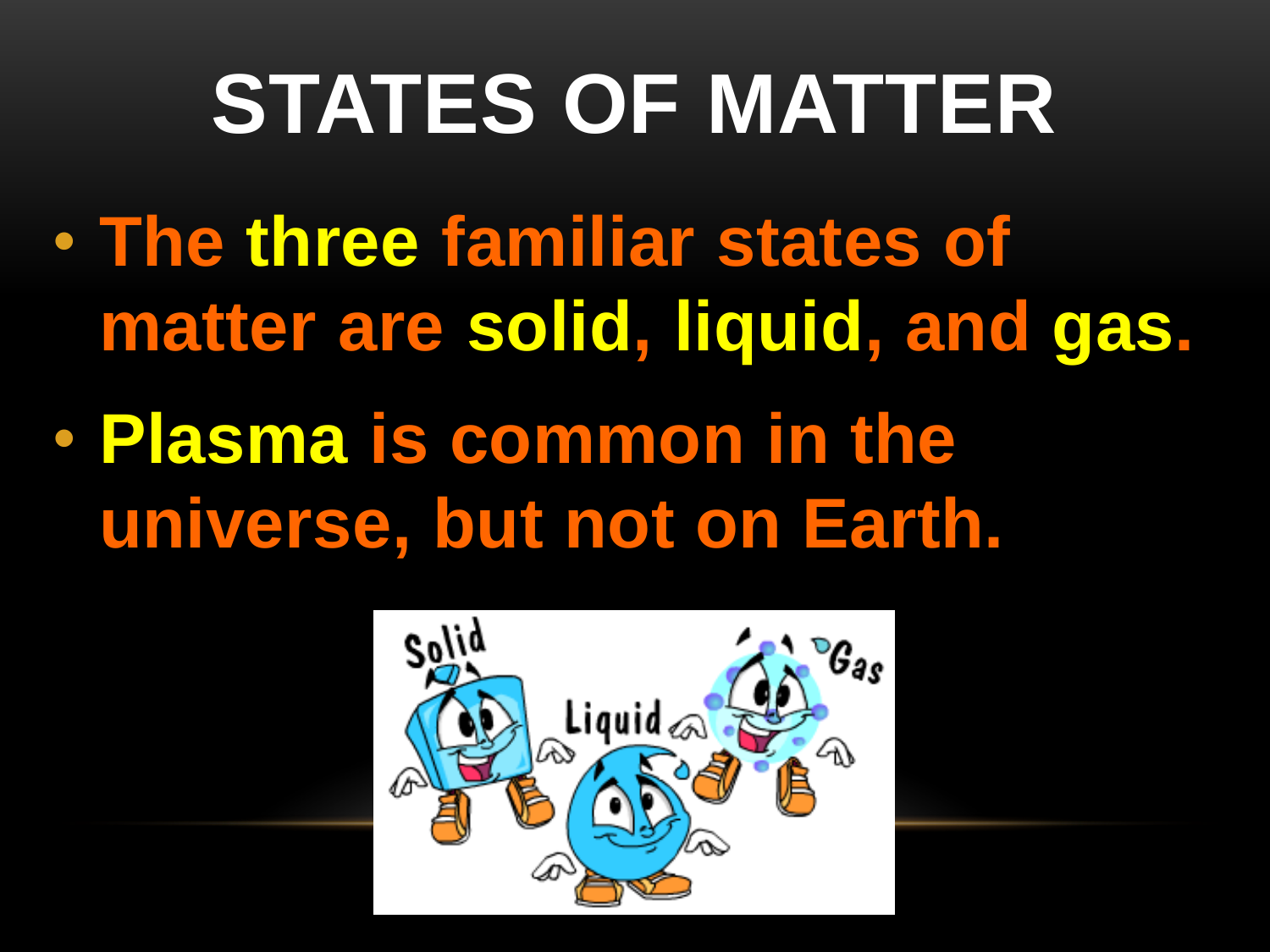# STATES OF MATTER

- The three familiar states of matter are solid, liquid, and gas.
- Plasma is common in the universe, but not on Earth.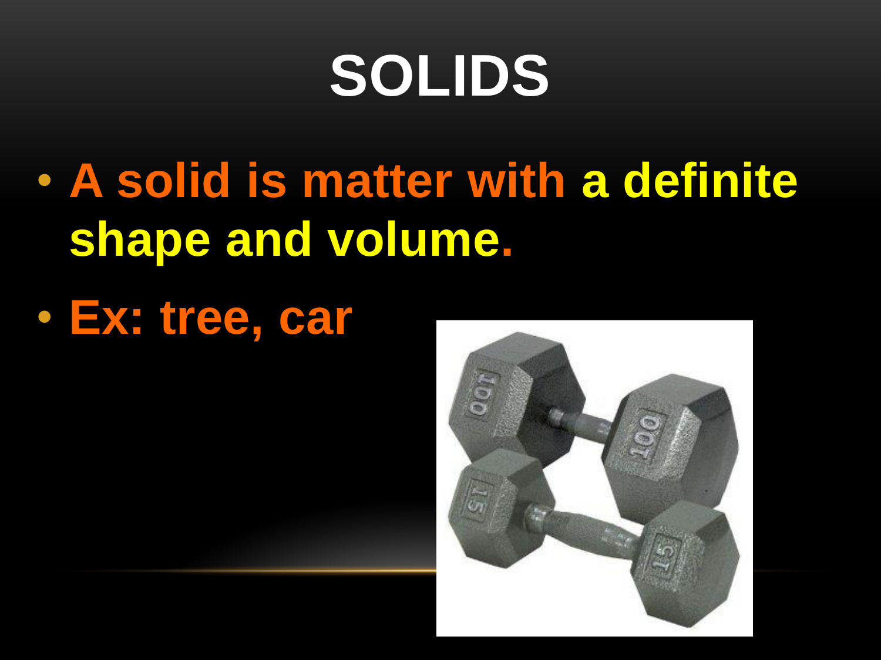# SOLIDS

- A solid is matter with **a definite shape and volume.**
- Ex: tree, car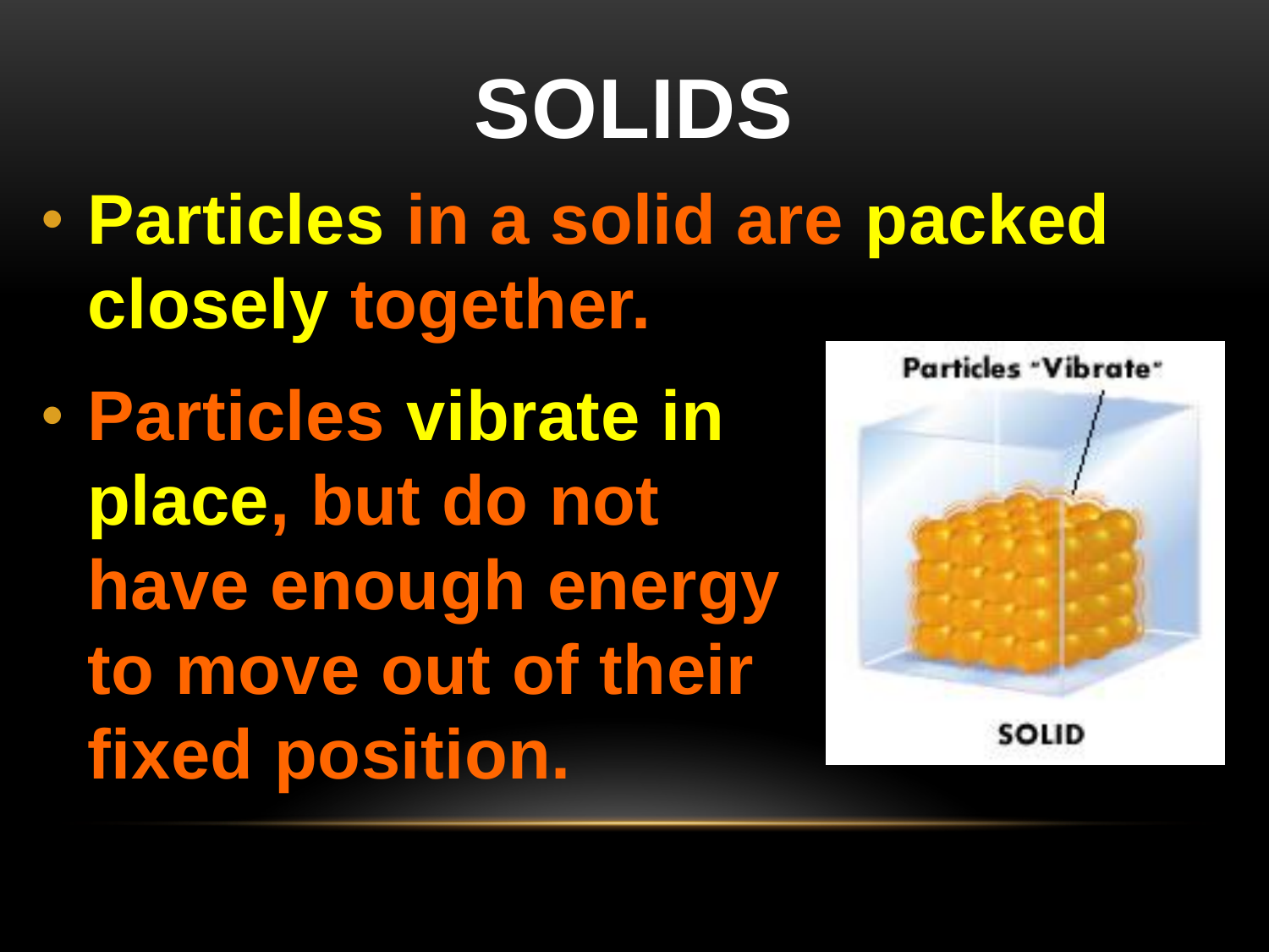# SOLIDS

- Particles in a solid are packed closely together.
- Particles vibrate in place, but do not have enough energy to move out of their fixed position.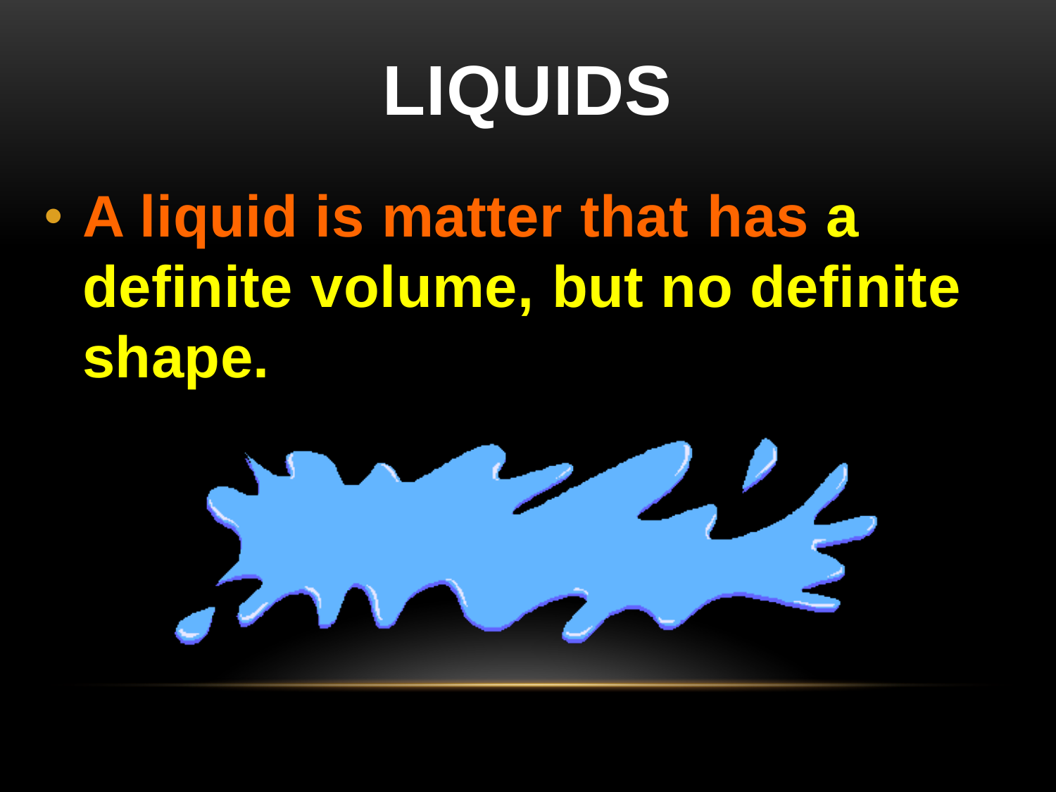# LIQUIDS

- **A liquid is matter that has a definite volume, but no definite shape.**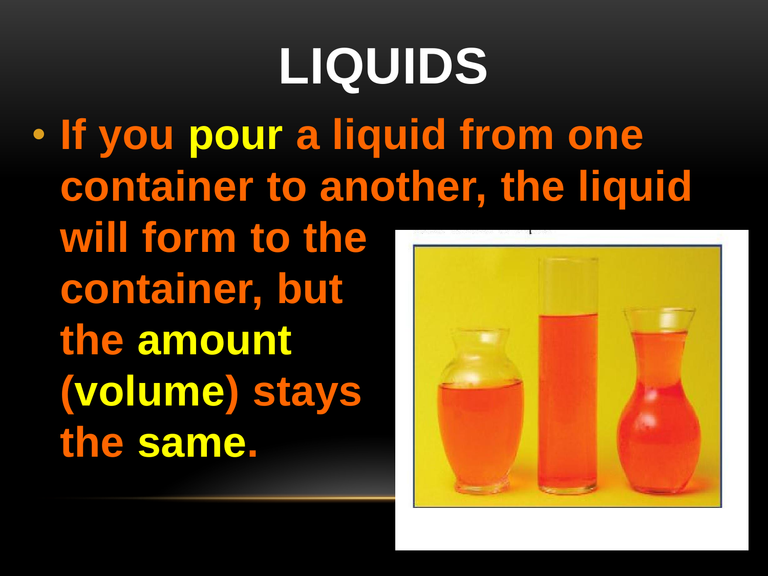# LIQUIDS

- **If you pour a liquid from one container to another, the liquid will form to the container, but the amount (volume) stays the same.**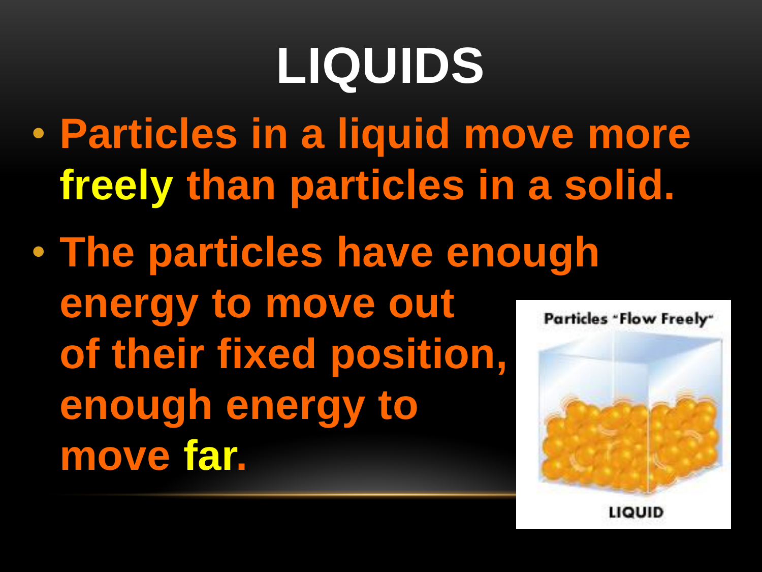# LIQUIDS

- Particles in a liquid move more freely than particles in a solid.
- The particles have enough energy to move out of their fixed position, enough energy to move far.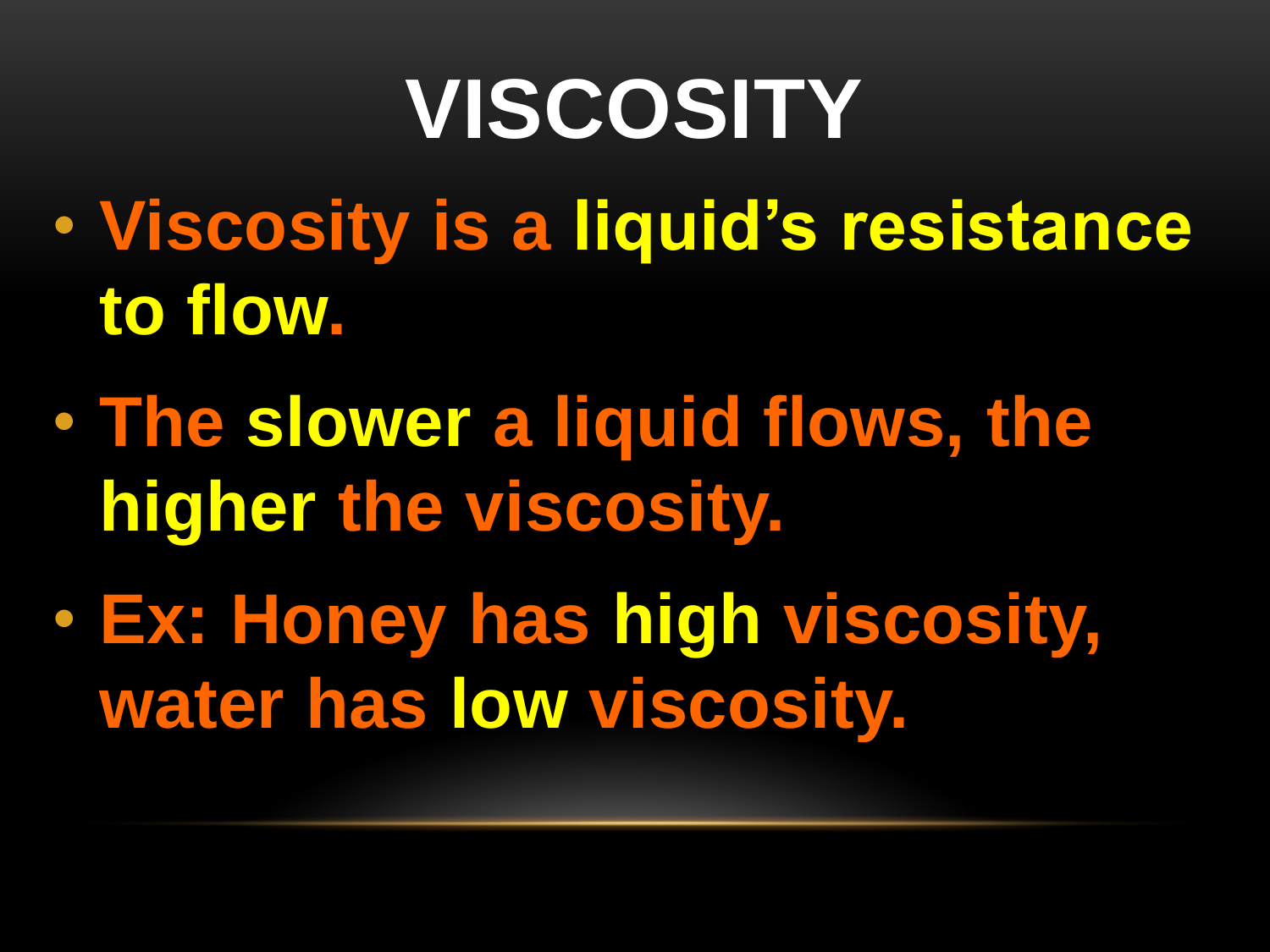# VISCOSITY

- Viscosity is a liquid's resistance to flow.
- The slower a liquid flows, the higher the viscosity.
- Ex: Honey has high viscosity, water has low viscosity.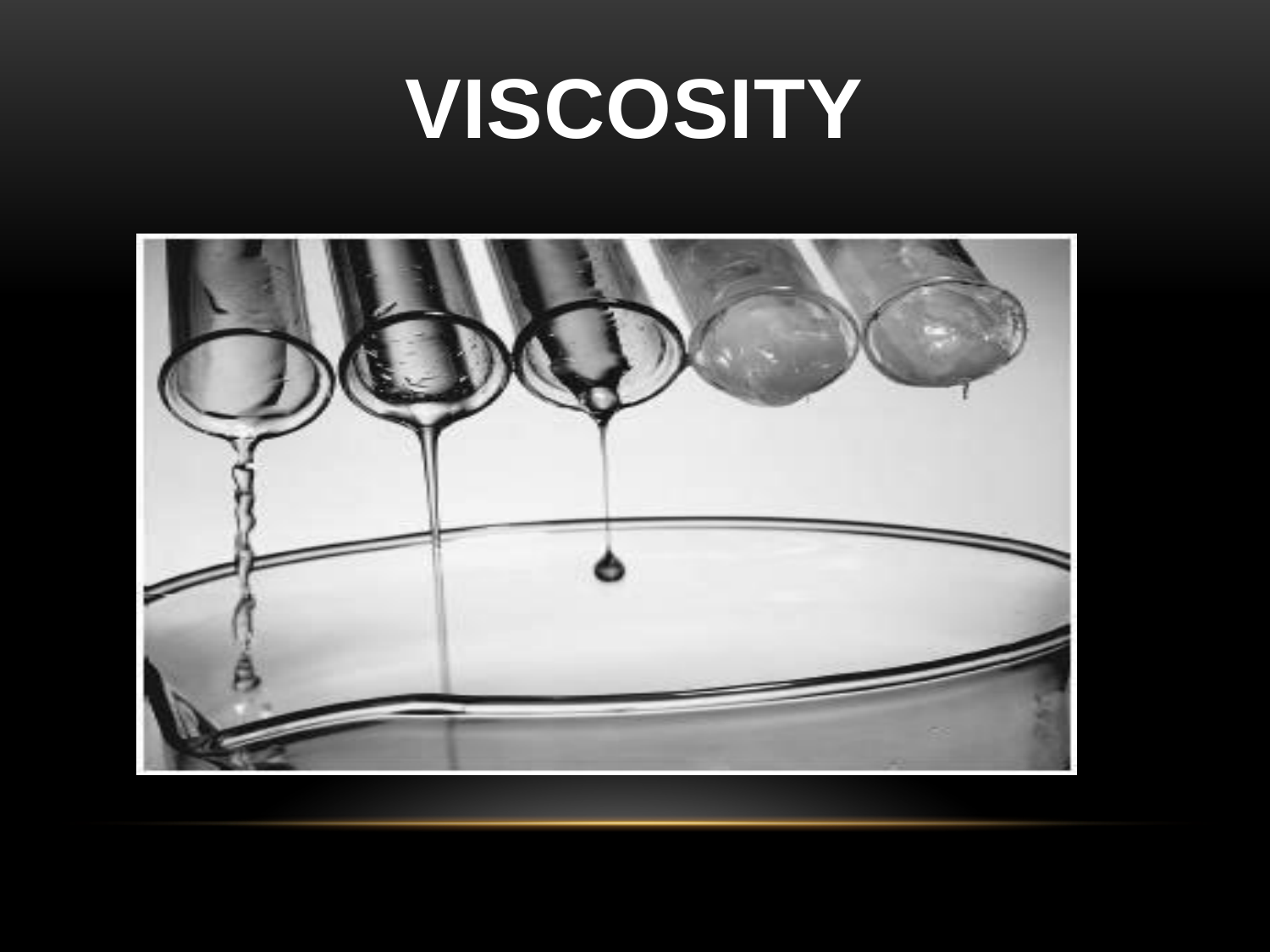# VISCOSITY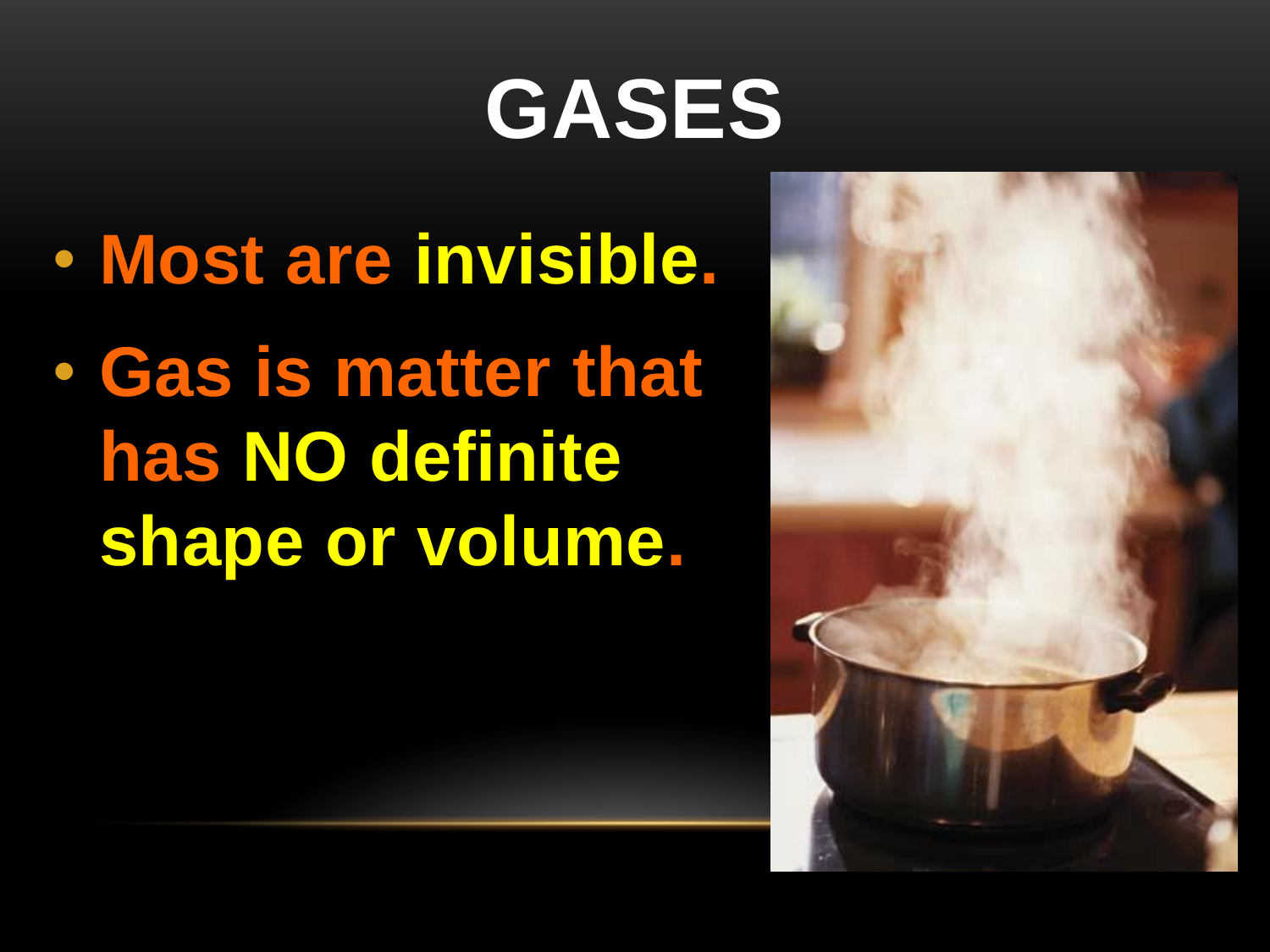# GASES

- Most are invisible.
- Gas is matter that has NO definite shape or volume.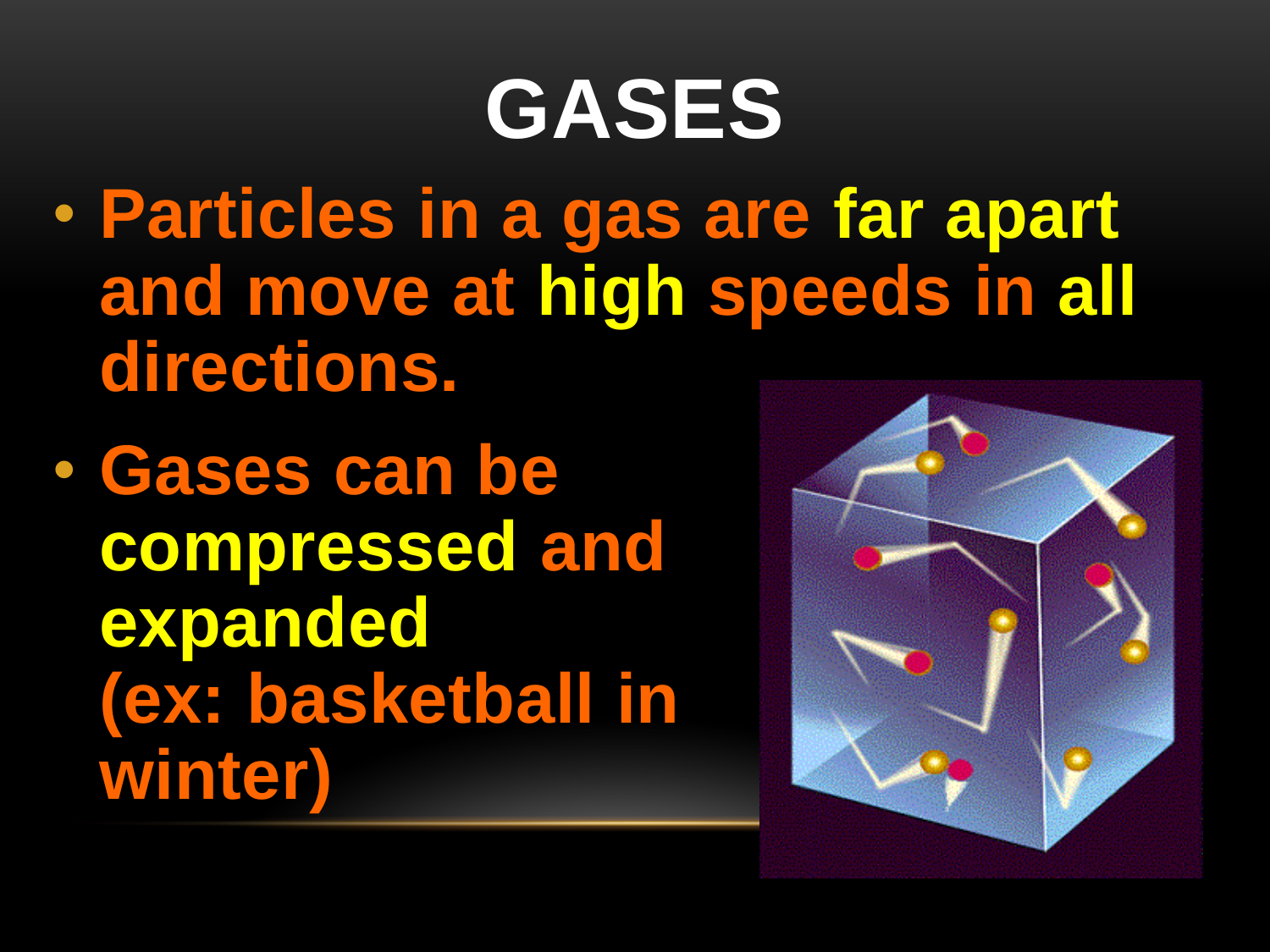# GASES

- Particles in a gas are **far apart** and move at **high** speeds in **all** directions.
- Gases can be **compressed** and **expanded** (ex: basketball in winter)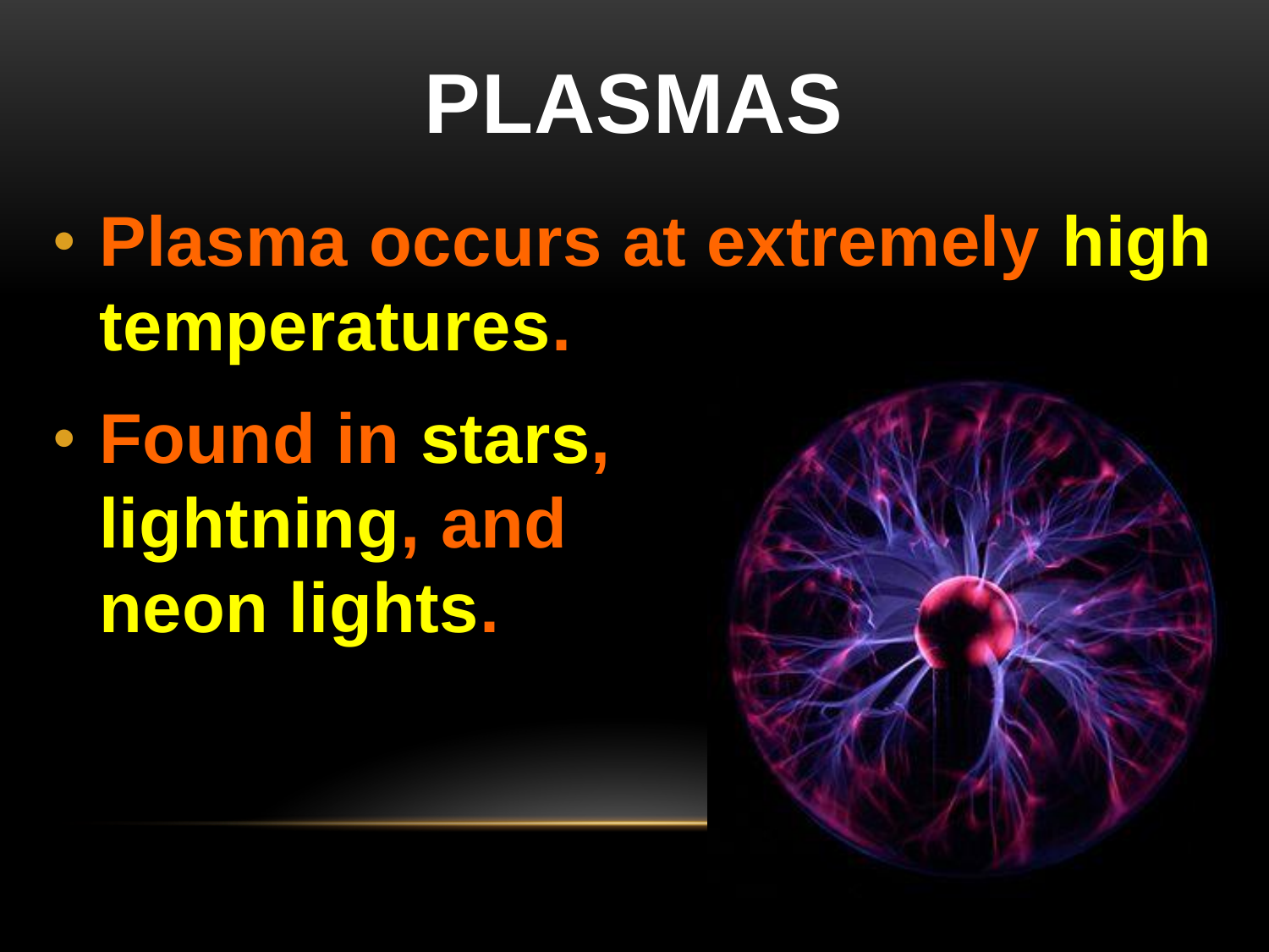# PLASMAS

- Plasma occurs at extremely high temperatures.
- Found in stars, lightning, and neon lights.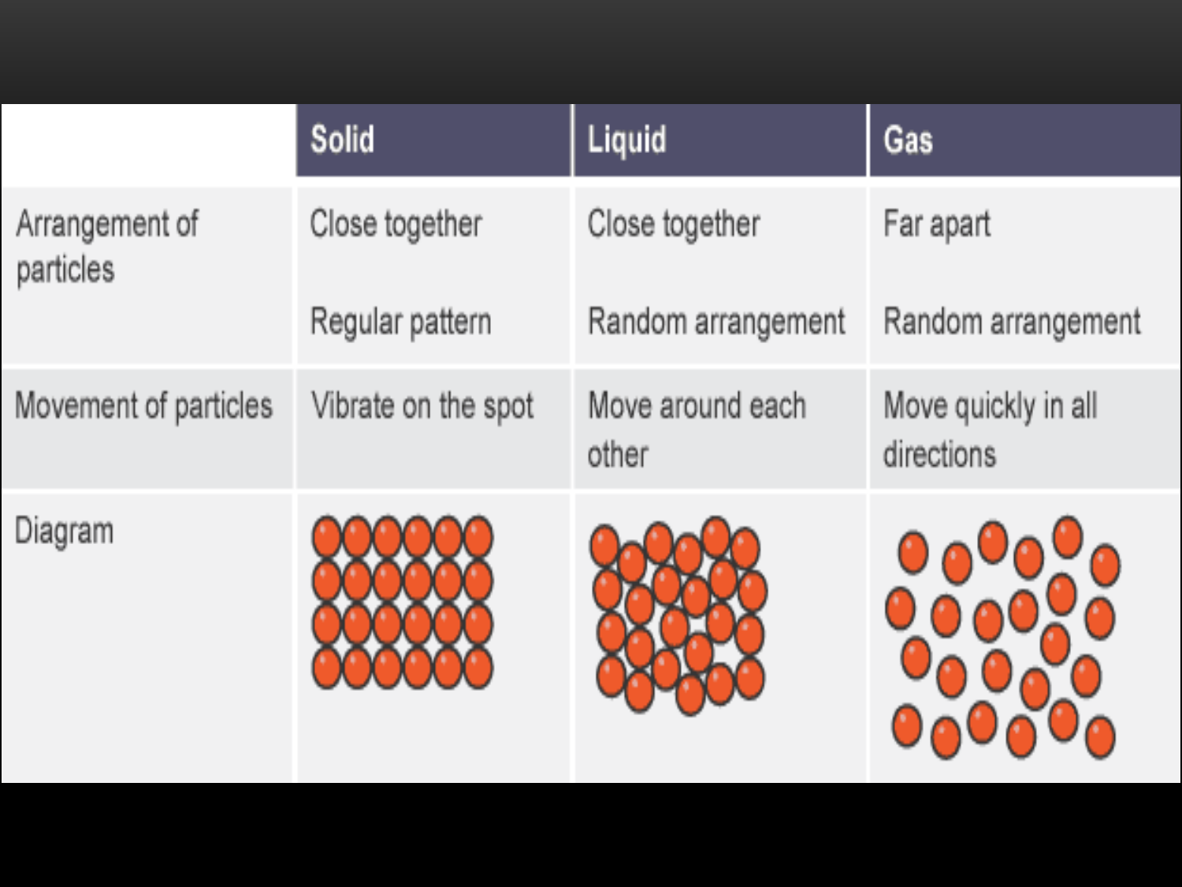| | Solid | Liquid | Gas |
|---|---|---|---|
| Arrangement of particles | Close together<br><br>Regular pattern | Close together<br><br>Random arrangement | Far apart<br><br>Random arrangement |
| Movement of particles | Vibrate on the spot | Move around each other | Move quickly in all directions |
| Diagram | | | |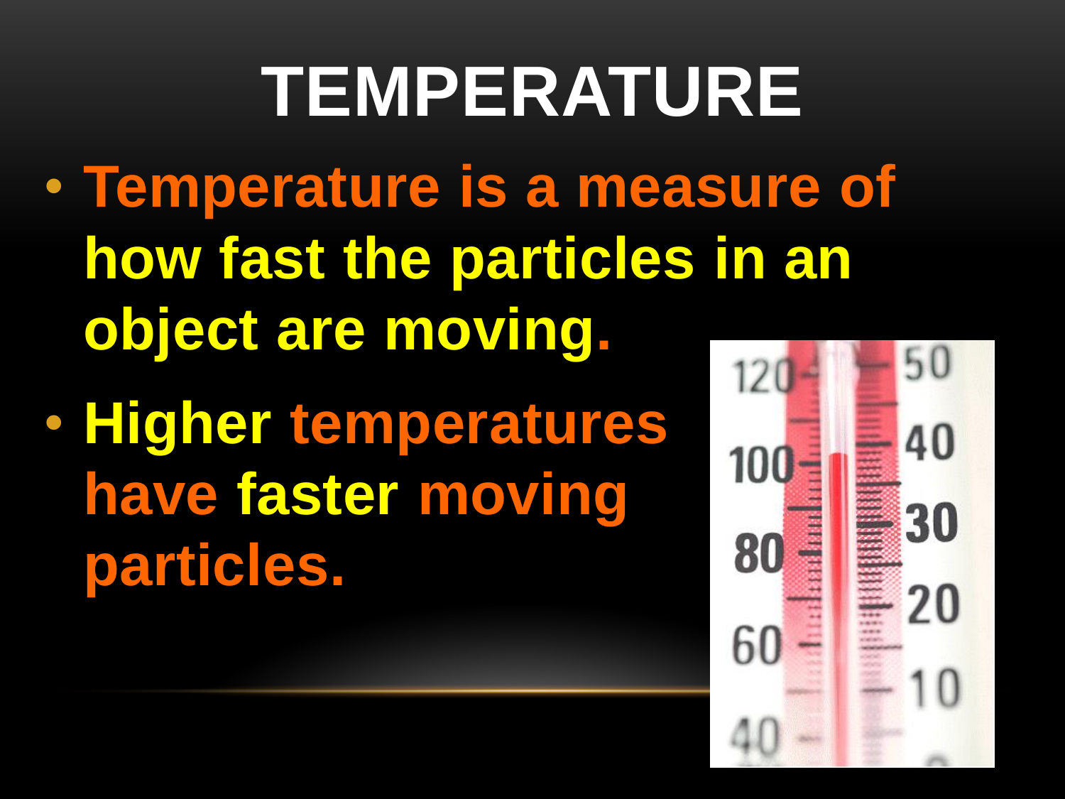# TEMPERATURE

- Temperature is a measure of how fast the particles in an object are moving.
- Higher temperatures have faster moving particles.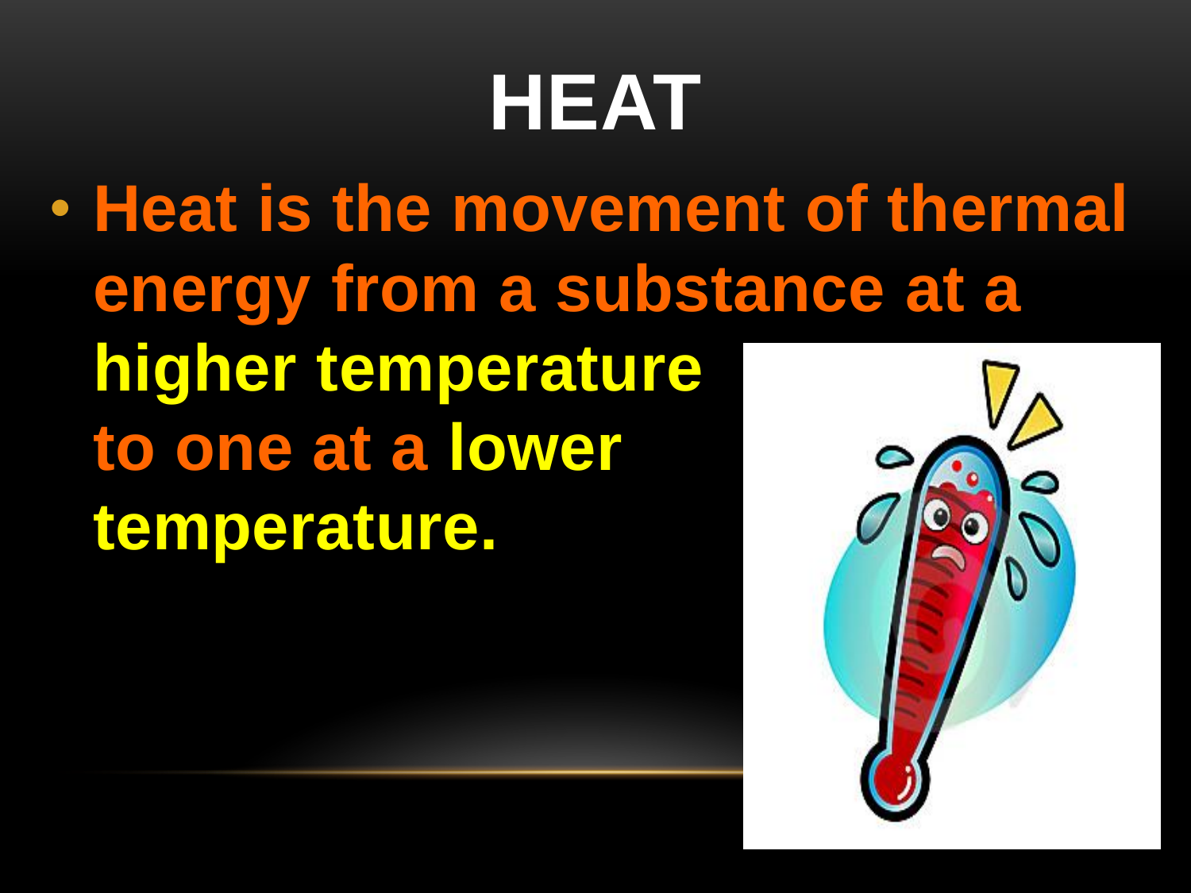# HEAT

- **Heat is the movement of thermal energy from a substance at a higher temperature to one at a lower temperature.**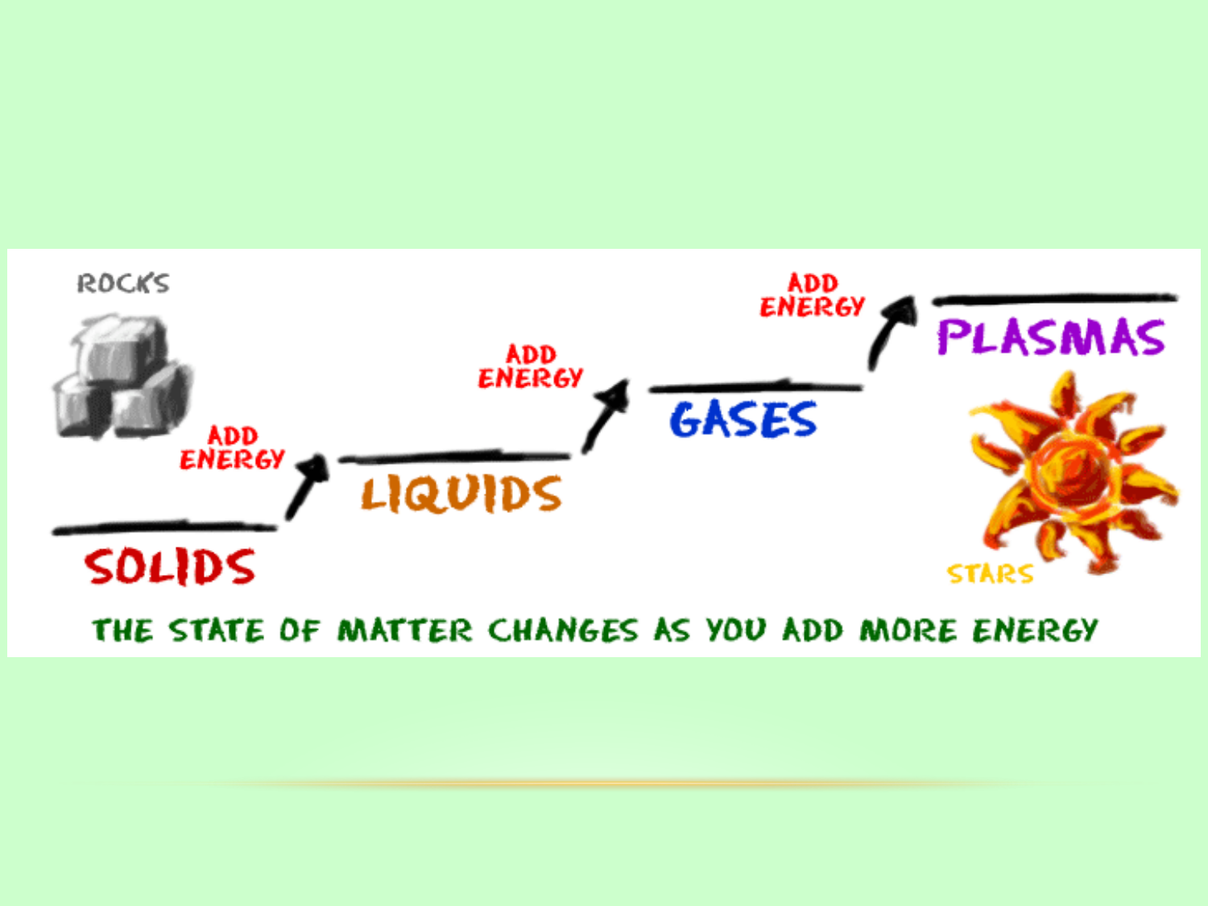ROCKS

SOLIDS

ADD ENERGY

LIQUIDS

ADD ENERGY

GASES

ADD ENERGY

PLASMAS

STARS

THE STATE OF MATTER CHANGES AS YOU ADD MORE ENERGY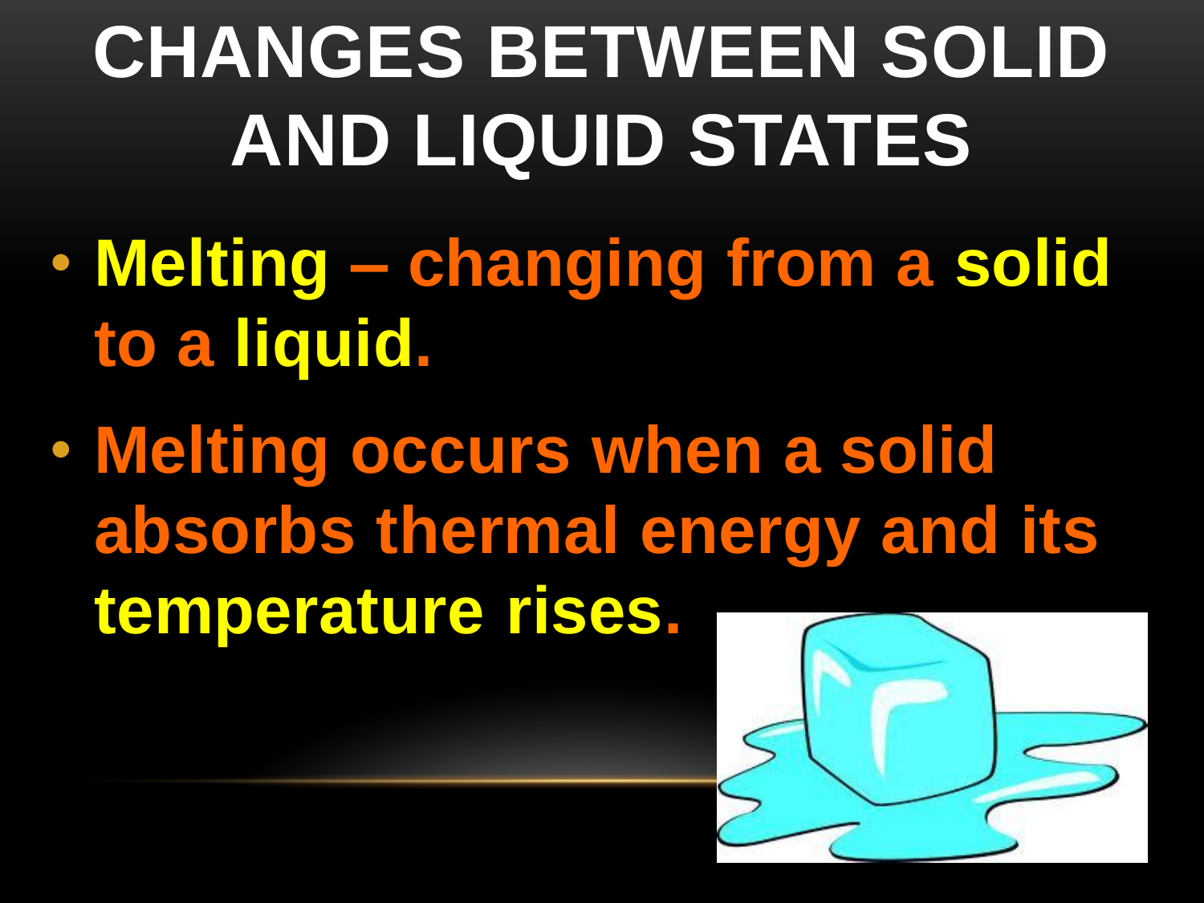# CHANGES BETWEEN SOLID AND LIQUID STATES

- **Melting – changing from a solid to a liquid.**
- **Melting occurs when a solid absorbs thermal energy and its temperature rises.**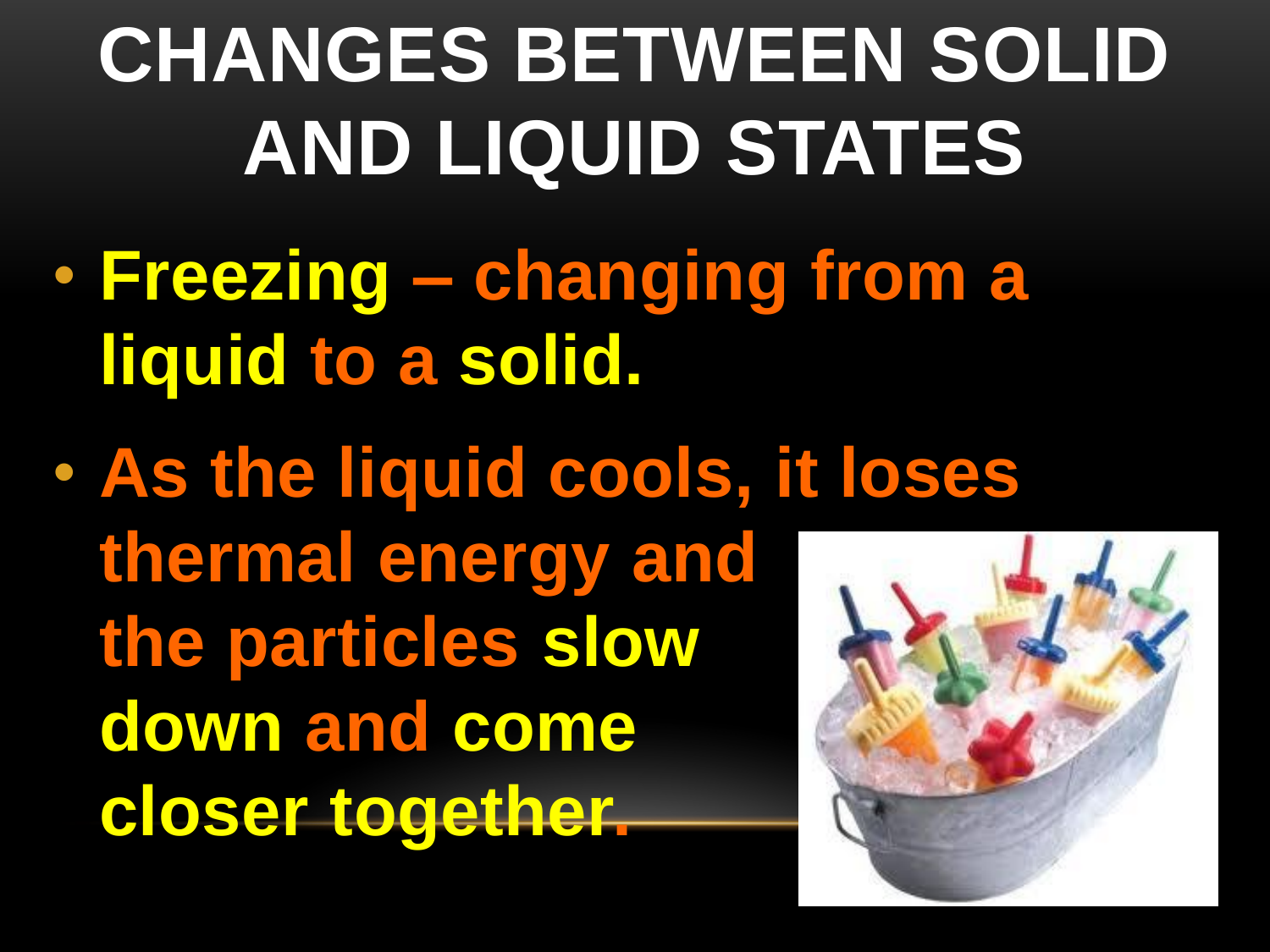# CHANGES BETWEEN SOLID AND LIQUID STATES

- **Freezing – changing from a liquid to a solid.**
- **As the liquid cools, it loses thermal energy and the particles slow down and come closer together.**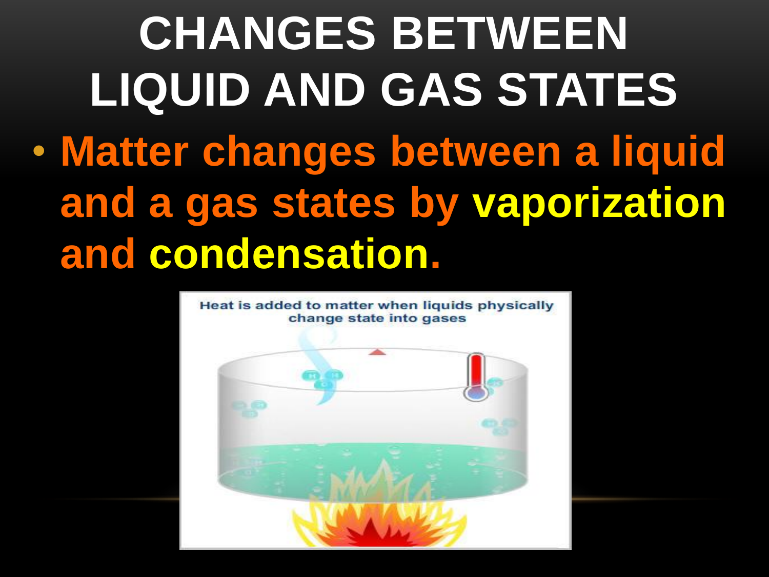# CHANGES BETWEEN LIQUID AND GAS STATES

- Matter changes between a liquid and a gas states by **vaporization** and **condensation.**

Heat is added to matter when liquids physically change state into gases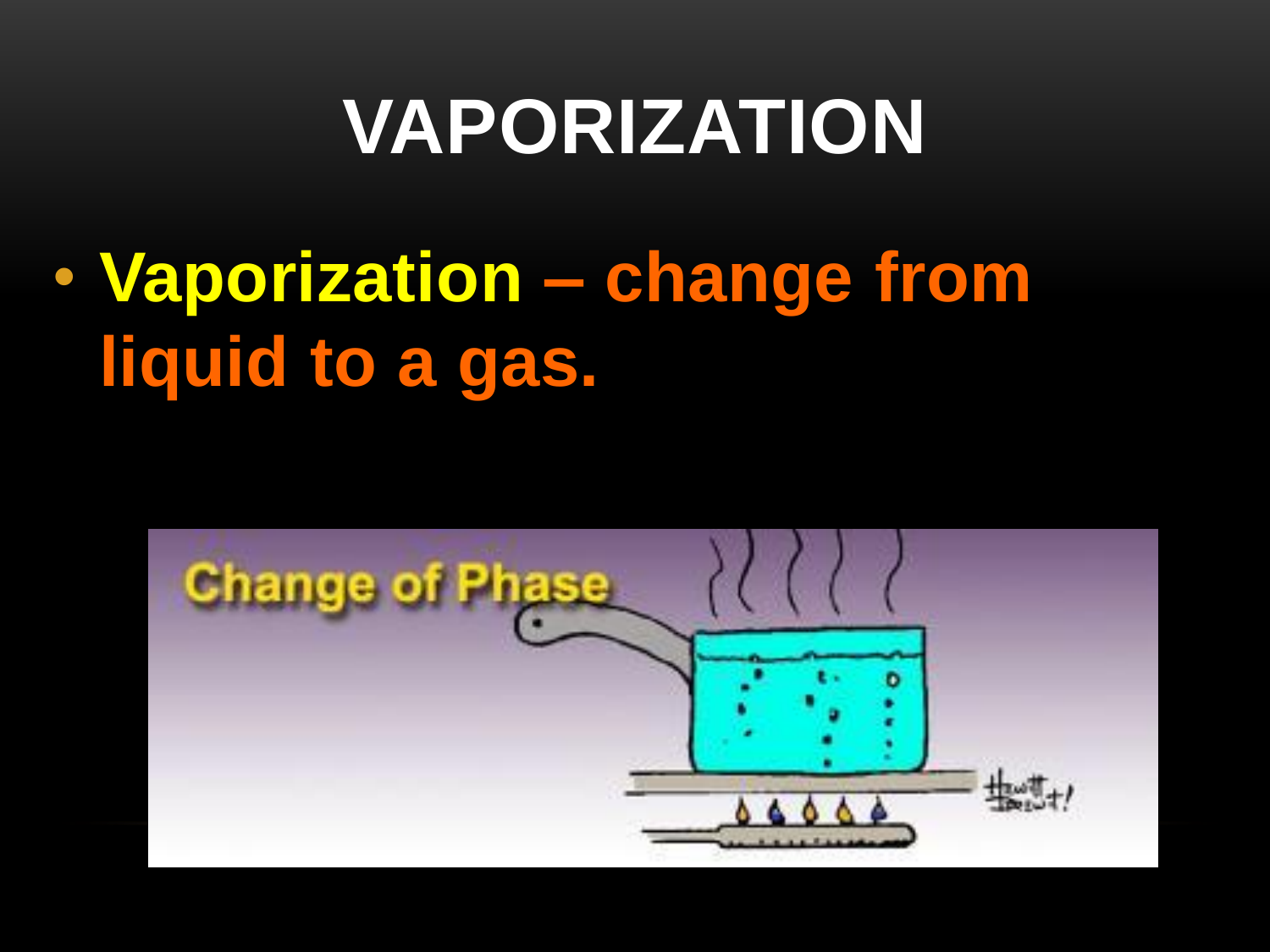# VAPORIZATION

- **Vaporization – change from liquid to a gas.**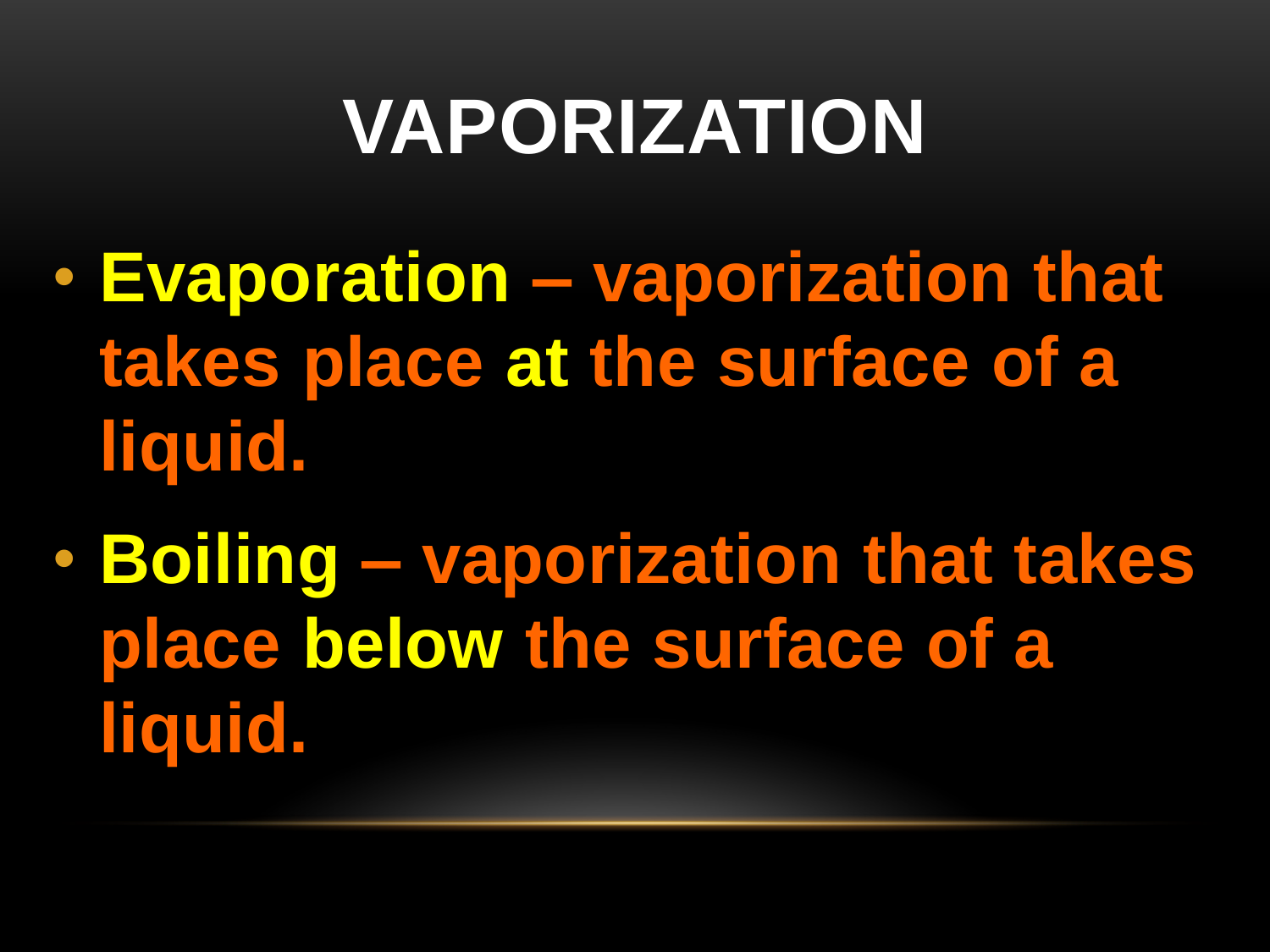# VAPORIZATION

- **Evaporation** – vaporization that takes place **at** the surface of a liquid.
- **Boiling** – vaporization that takes place **below** the surface of a liquid.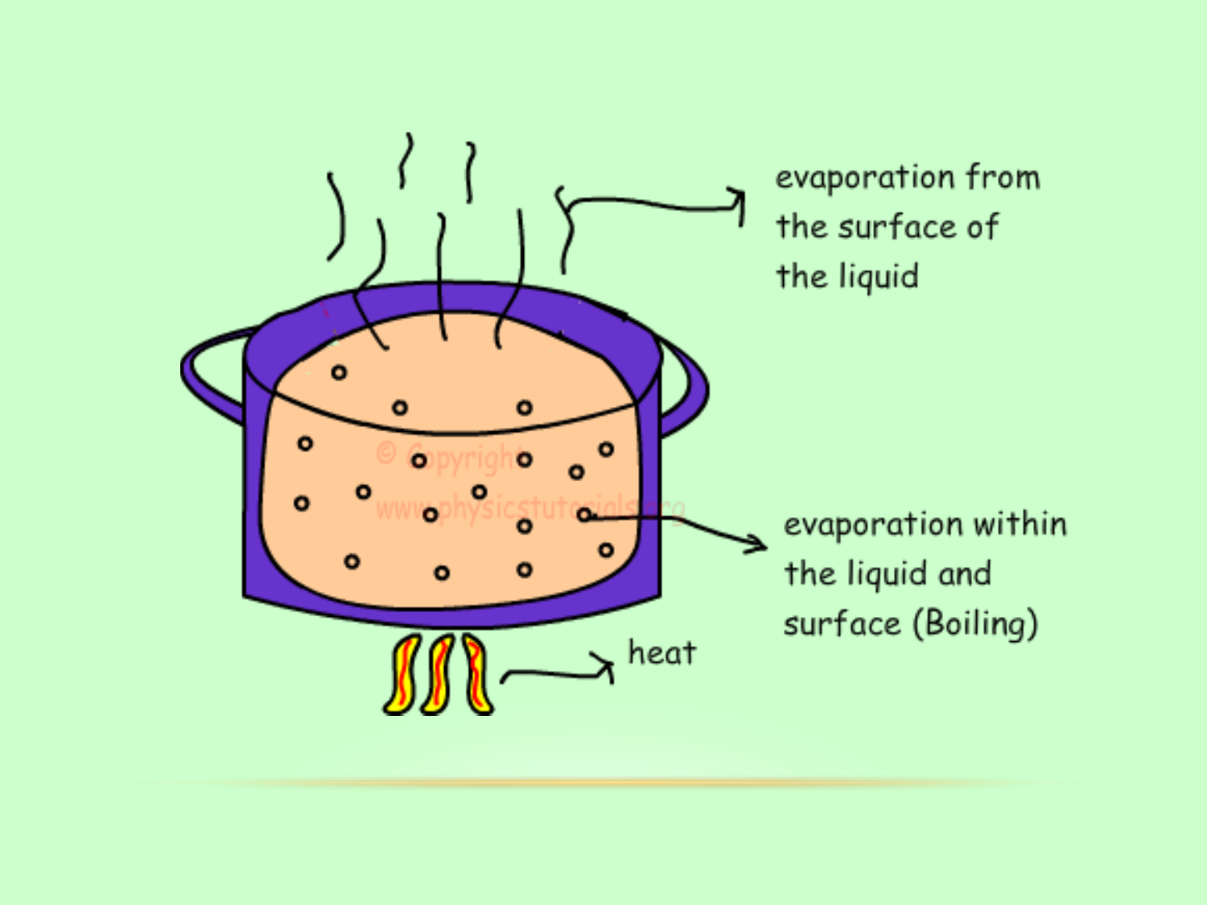evaporation from the surface of the liquid

evaporation within the liquid and surface (Boiling)

heat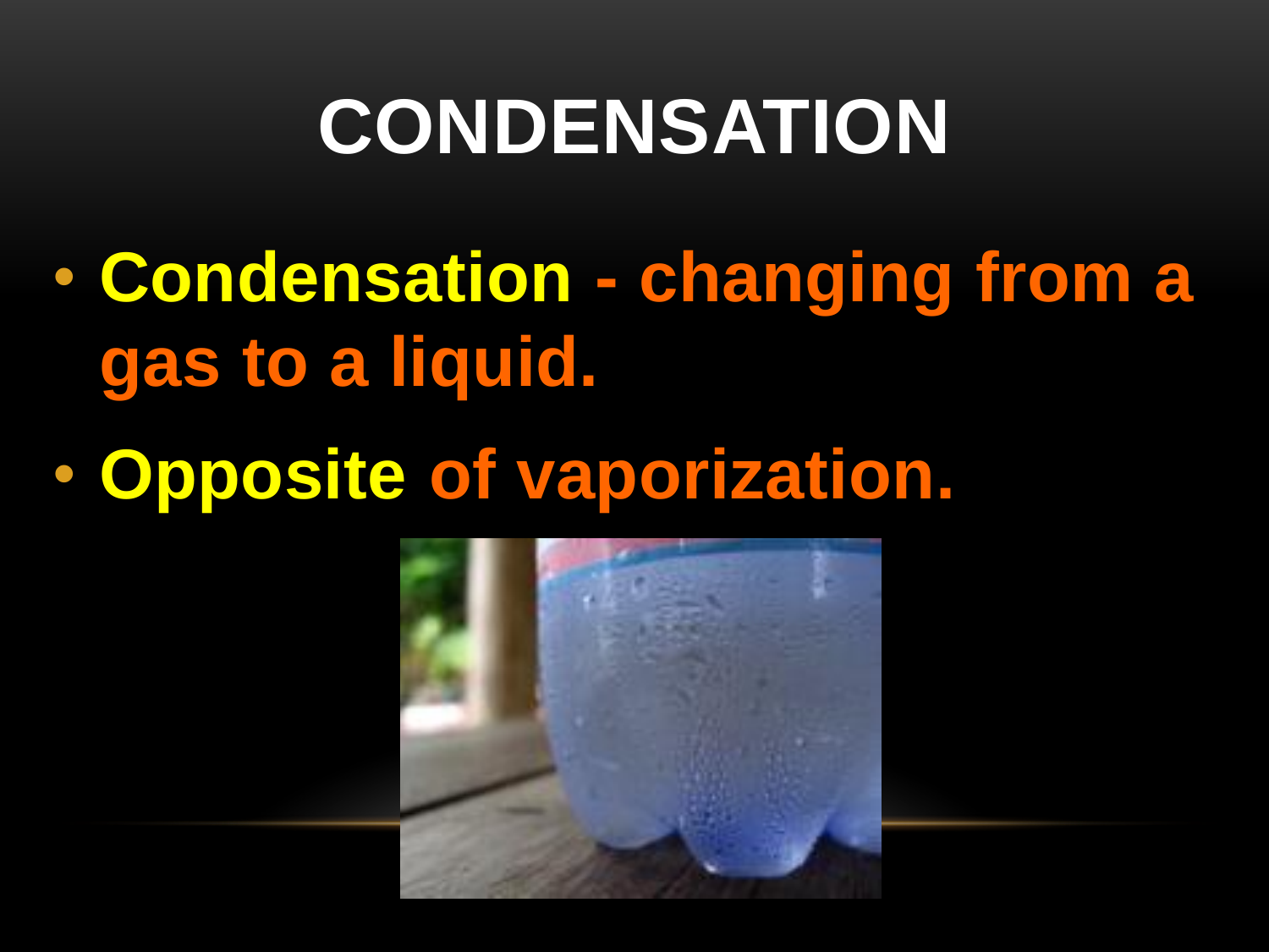# CONDENSATION

- **Condensation** - changing from a gas to a liquid.
- **Opposite** of vaporization.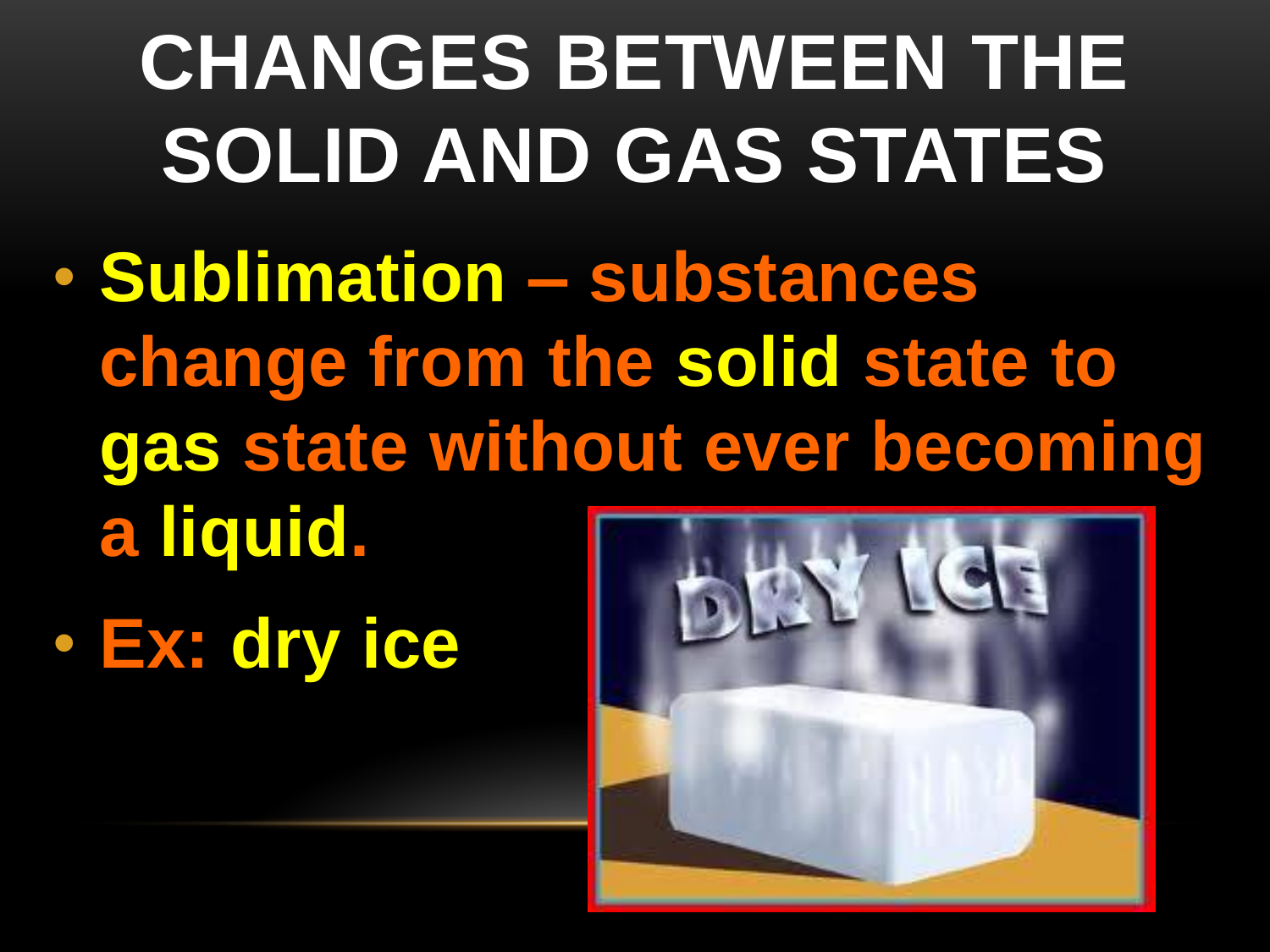# CHANGES BETWEEN THE SOLID AND GAS STATES

- **Sublimation – substances change from the solid state to gas state without ever becoming a liquid.**
- **Ex: dry ice**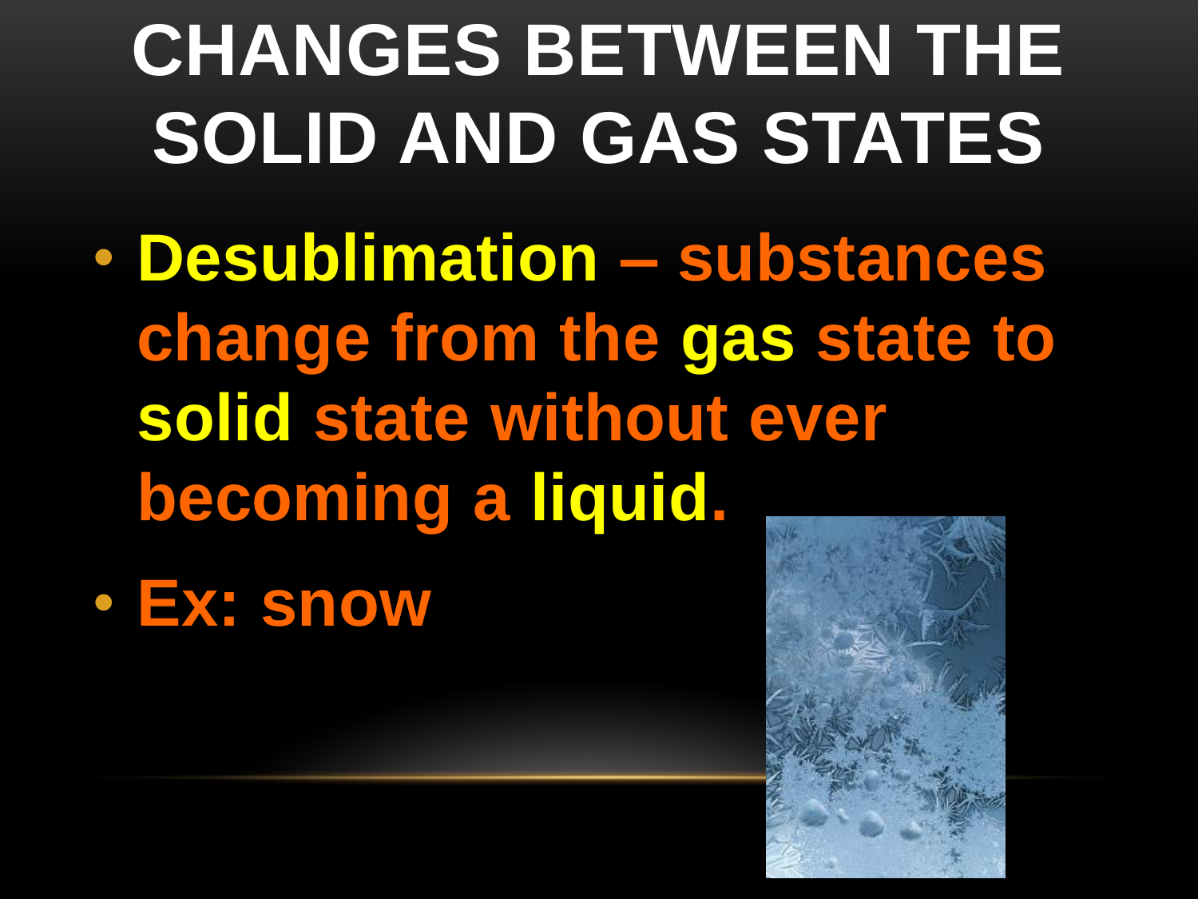# CHANGES BETWEEN THE SOLID AND GAS STATES

- **Desublimation – substances change from the gas state to solid state without ever becoming a liquid.**
- **Ex: snow**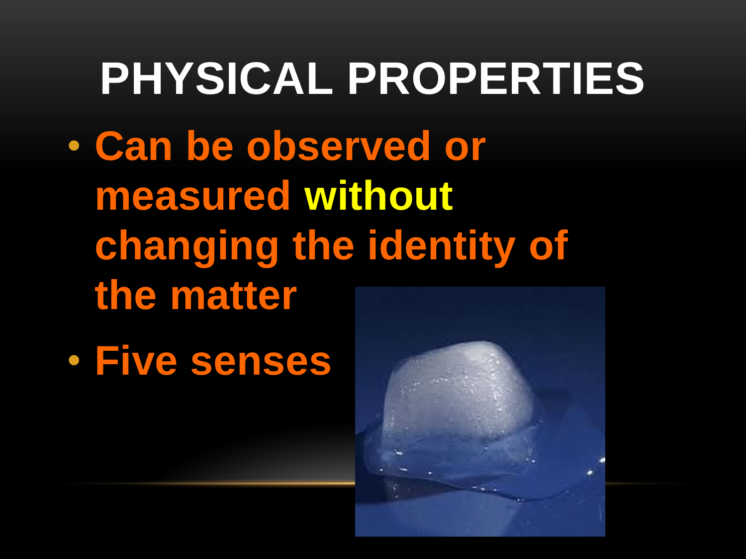# PHYSICAL PROPERTIES

- **Can be observed or measured without changing the identity of the matter**
- **Five senses**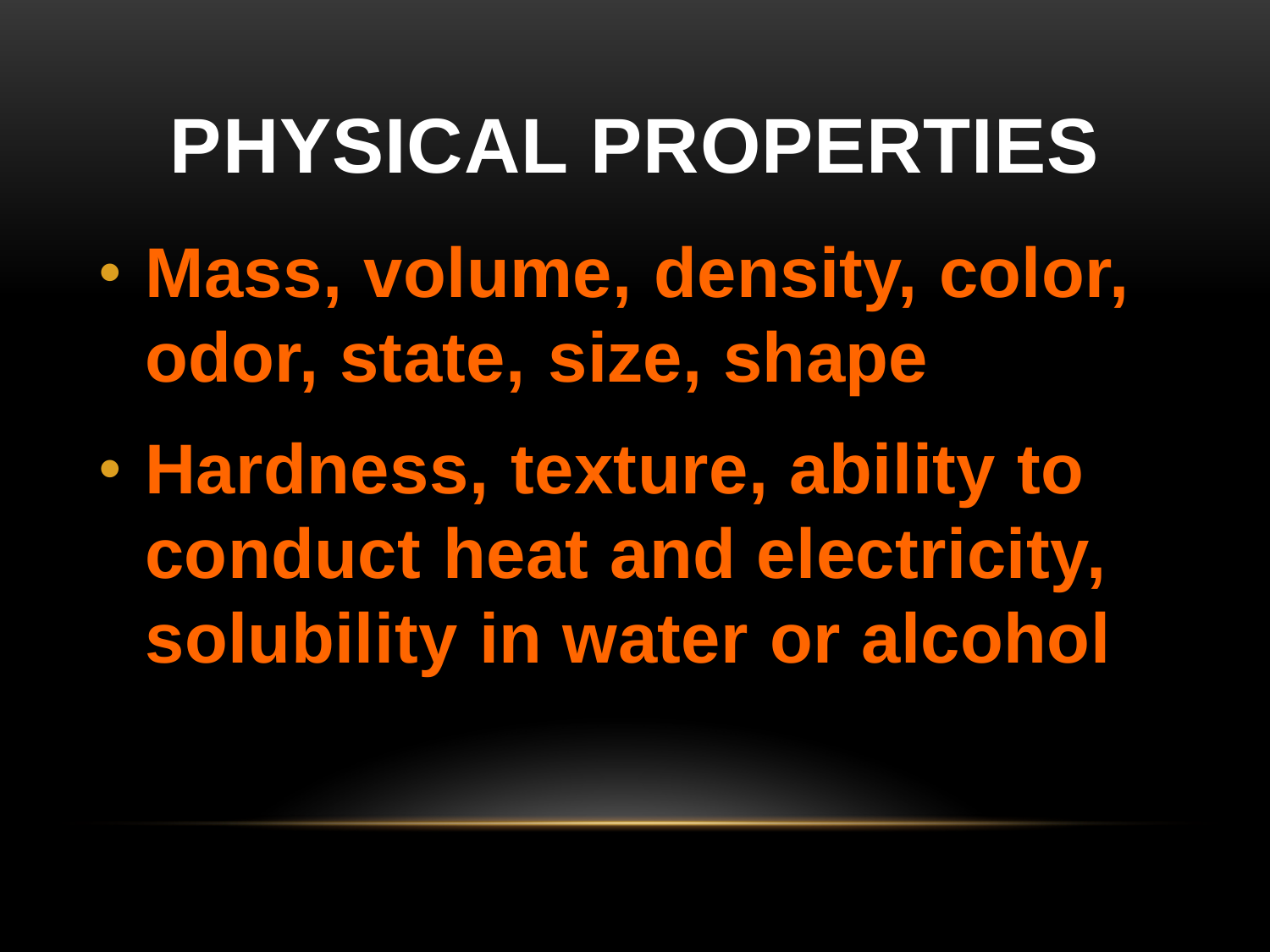# PHYSICAL PROPERTIES

- **Mass, volume, density, color, odor, state, size, shape**
- **Hardness, texture, ability to conduct heat and electricity, solubility in water or alcohol**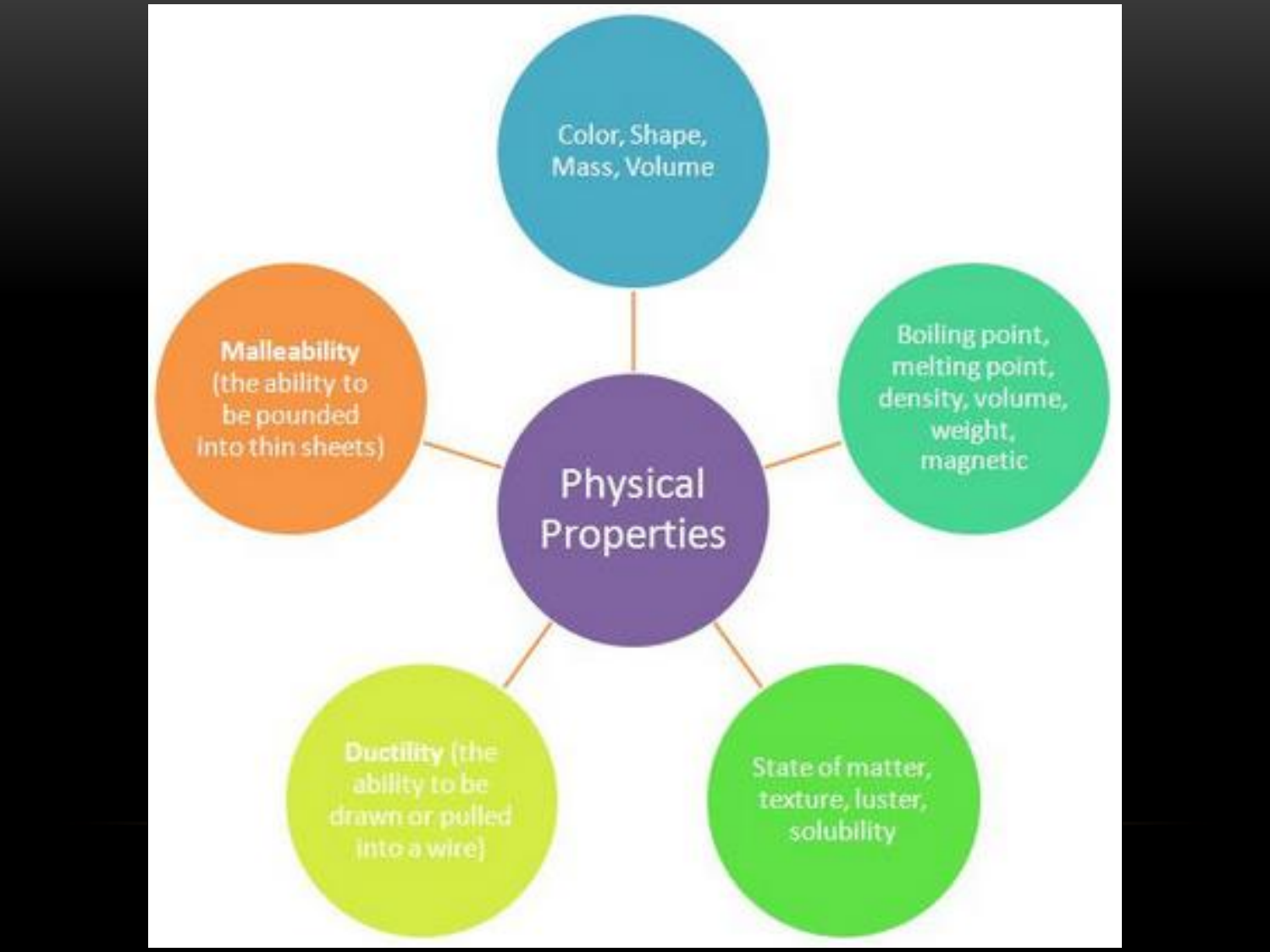# Physical Properties

- Color, Shape, Mass, Volume
- Boiling point, melting point, density, volume, weight, magnetic
- State of matter, texture, luster, solubility
- **Ductility** (the ability to be drawn or pulled into a wire)
- **Malleability** (the ability to be pounded into thin sheets)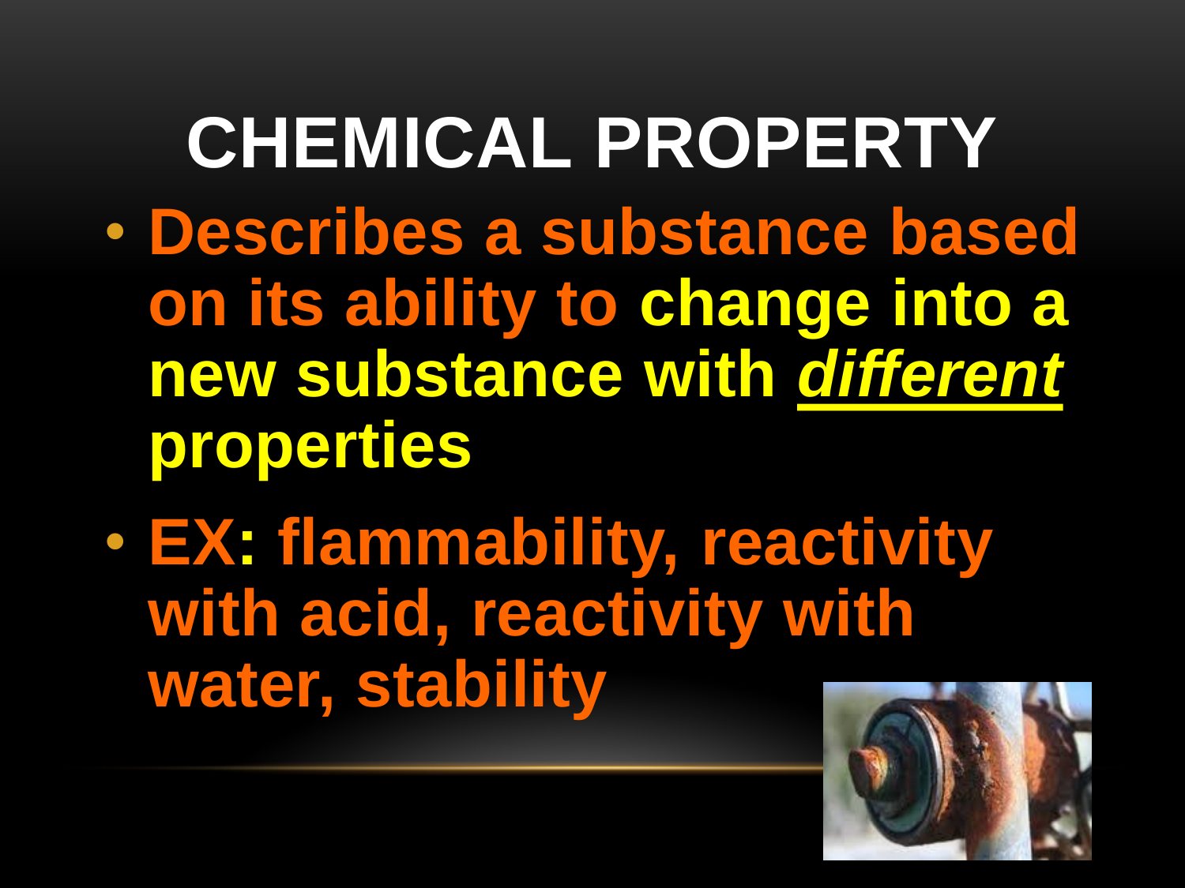# CHEMICAL PROPERTY

- **Describes a substance based on its ability to change into a new substance with *different* properties**
- **EX: flammability, reactivity with acid, reactivity with water, stability**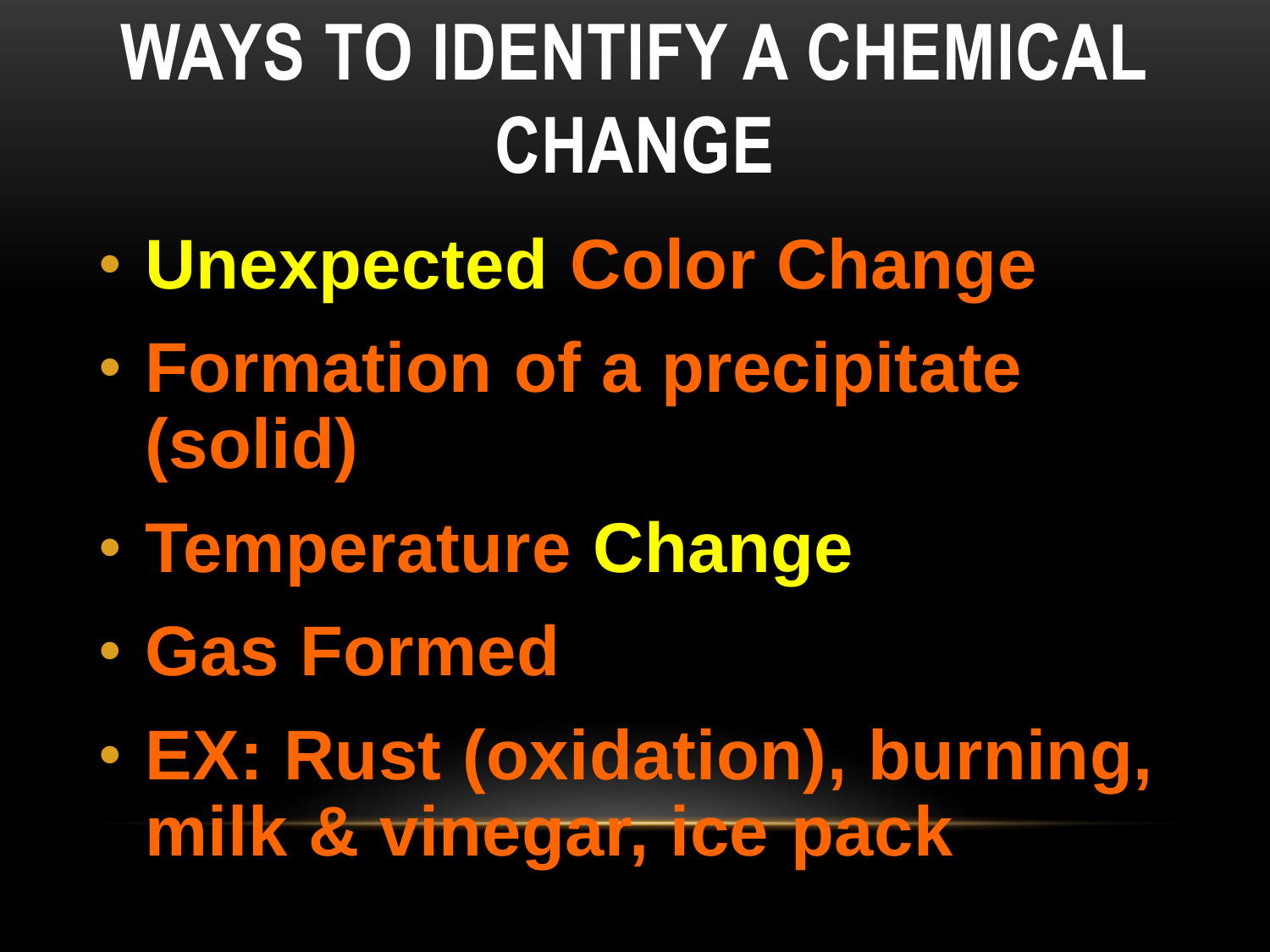# WAYS TO IDENTIFY A CHEMICAL CHANGE

- Unexpected Color Change
- Formation of a precipitate (solid)
- Temperature Change
- Gas Formed
- EX: Rust (oxidation), burning, milk & vinegar, ice pack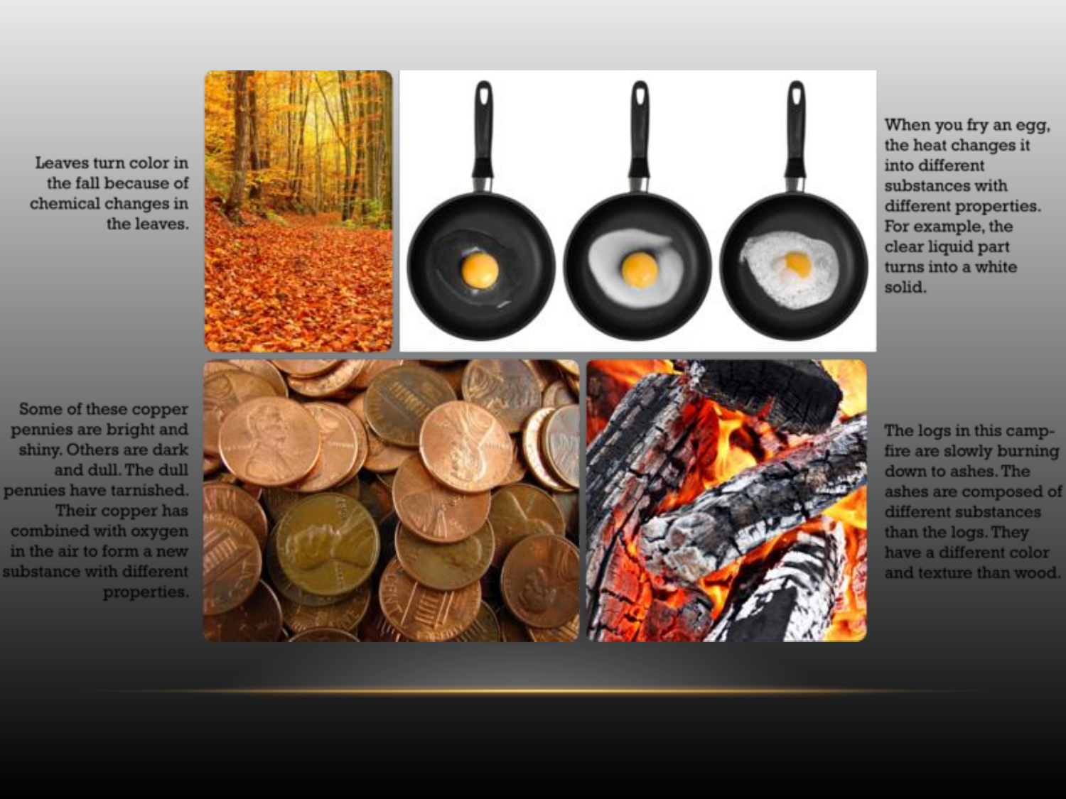Leaves turn color in the fall because of chemical changes in the leaves.

When you fry an egg, the heat changes it into different substances with different properties. For example, the clear liquid part turns into a white solid.

Some of these copper pennies are bright and shiny. Others are dark and dull. The dull pennies have tarnished. Their copper has combined with oxygen in the air to form a new substance with different properties.

The logs in this camp-fire are slowly burning down to ashes. The ashes are composed of different substances than the logs. They have a different color and texture than wood.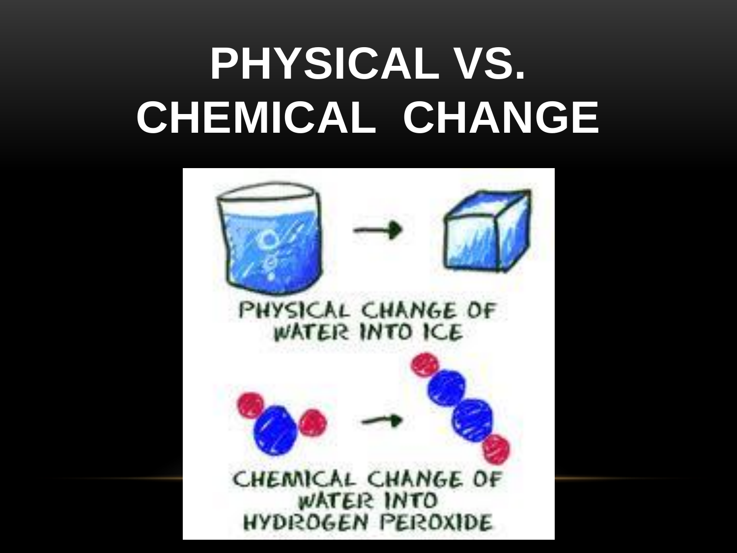# PHYSICAL VS. CHEMICAL CHANGE

PHYSICAL CHANGE OF WATER INTO ICE

CHEMICAL CHANGE OF WATER INTO HYDROGEN PEROXIDE